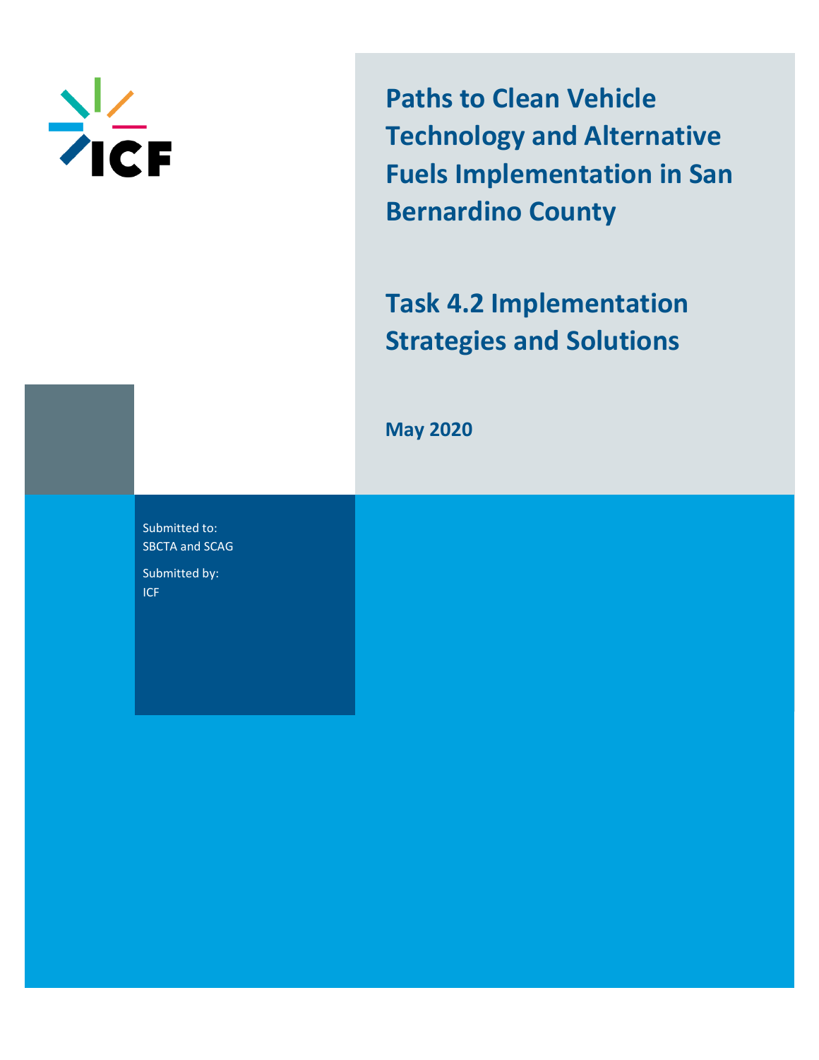ICF

# Paths to Clean Vehicle Technology and Alternative Fuels Implementation in San Bernardino County

## Task 4.2 Implementation Strategies and Solutions

**May 2020**

Submitted to:
SBCTA and SCAG

Submitted by:
ICF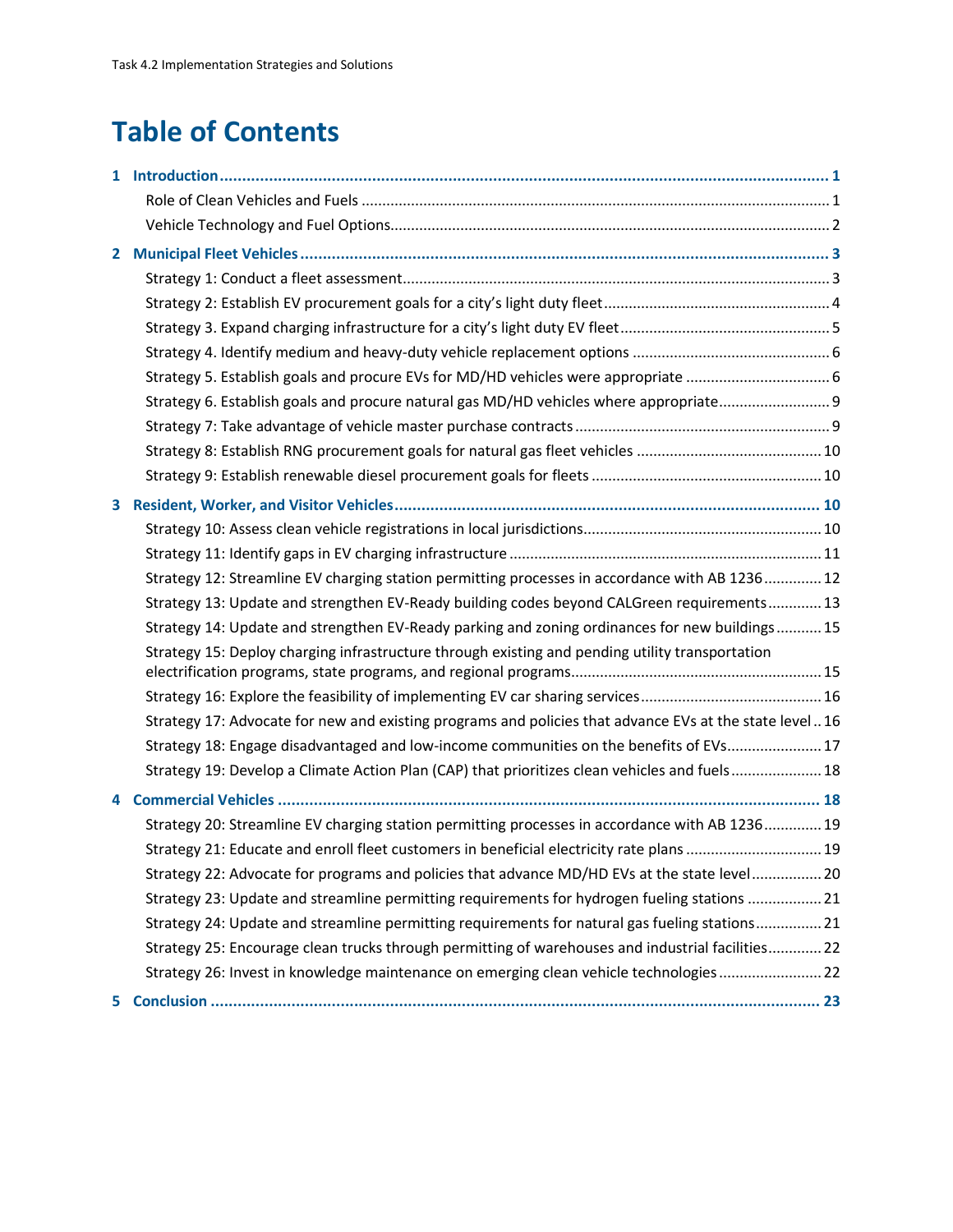# Table of Contents

1 Introduction ..... 1
- Role of Clean Vehicles and Fuels ..... 1
- Vehicle Technology and Fuel Options ..... 2

2 Municipal Fleet Vehicles ..... 3
- Strategy 1: Conduct a fleet assessment ..... 3
- Strategy 2: Establish EV procurement goals for a city's light duty fleet ..... 4
- Strategy 3. Expand charging infrastructure for a city's light duty EV fleet ..... 5
- Strategy 4. Identify medium and heavy-duty vehicle replacement options ..... 6
- Strategy 5. Establish goals and procure EVs for MD/HD vehicles were appropriate ..... 6
- Strategy 6. Establish goals and procure natural gas MD/HD vehicles where appropriate ..... 9
- Strategy 7: Take advantage of vehicle master purchase contracts ..... 9
- Strategy 8: Establish RNG procurement goals for natural gas fleet vehicles ..... 10
- Strategy 9: Establish renewable diesel procurement goals for fleets ..... 10

3 Resident, Worker, and Visitor Vehicles ..... 10
- Strategy 10: Assess clean vehicle registrations in local jurisdictions ..... 10
- Strategy 11: Identify gaps in EV charging infrastructure ..... 11
- Strategy 12: Streamline EV charging station permitting processes in accordance with AB 1236 ..... 12
- Strategy 13: Update and strengthen EV-Ready building codes beyond CALGreen requirements ..... 13
- Strategy 14: Update and strengthen EV-Ready parking and zoning ordinances for new buildings ..... 15
- Strategy 15: Deploy charging infrastructure through existing and pending utility transportation electrification programs, state programs, and regional programs ..... 15
- Strategy 16: Explore the feasibility of implementing EV car sharing services ..... 16
- Strategy 17: Advocate for new and existing programs and policies that advance EVs at the state level ..... 16
- Strategy 18: Engage disadvantaged and low-income communities on the benefits of EVs ..... 17
- Strategy 19: Develop a Climate Action Plan (CAP) that prioritizes clean vehicles and fuels ..... 18

4 Commercial Vehicles ..... 18
- Strategy 20: Streamline EV charging station permitting processes in accordance with AB 1236 ..... 19
- Strategy 21: Educate and enroll fleet customers in beneficial electricity rate plans ..... 19
- Strategy 22: Advocate for programs and policies that advance MD/HD EVs at the state level ..... 20
- Strategy 23: Update and streamline permitting requirements for hydrogen fueling stations ..... 21
- Strategy 24: Update and streamline permitting requirements for natural gas fueling stations ..... 21
- Strategy 25: Encourage clean trucks through permitting of warehouses and industrial facilities ..... 22
- Strategy 26: Invest in knowledge maintenance on emerging clean vehicle technologies ..... 22

5 Conclusion ..... 23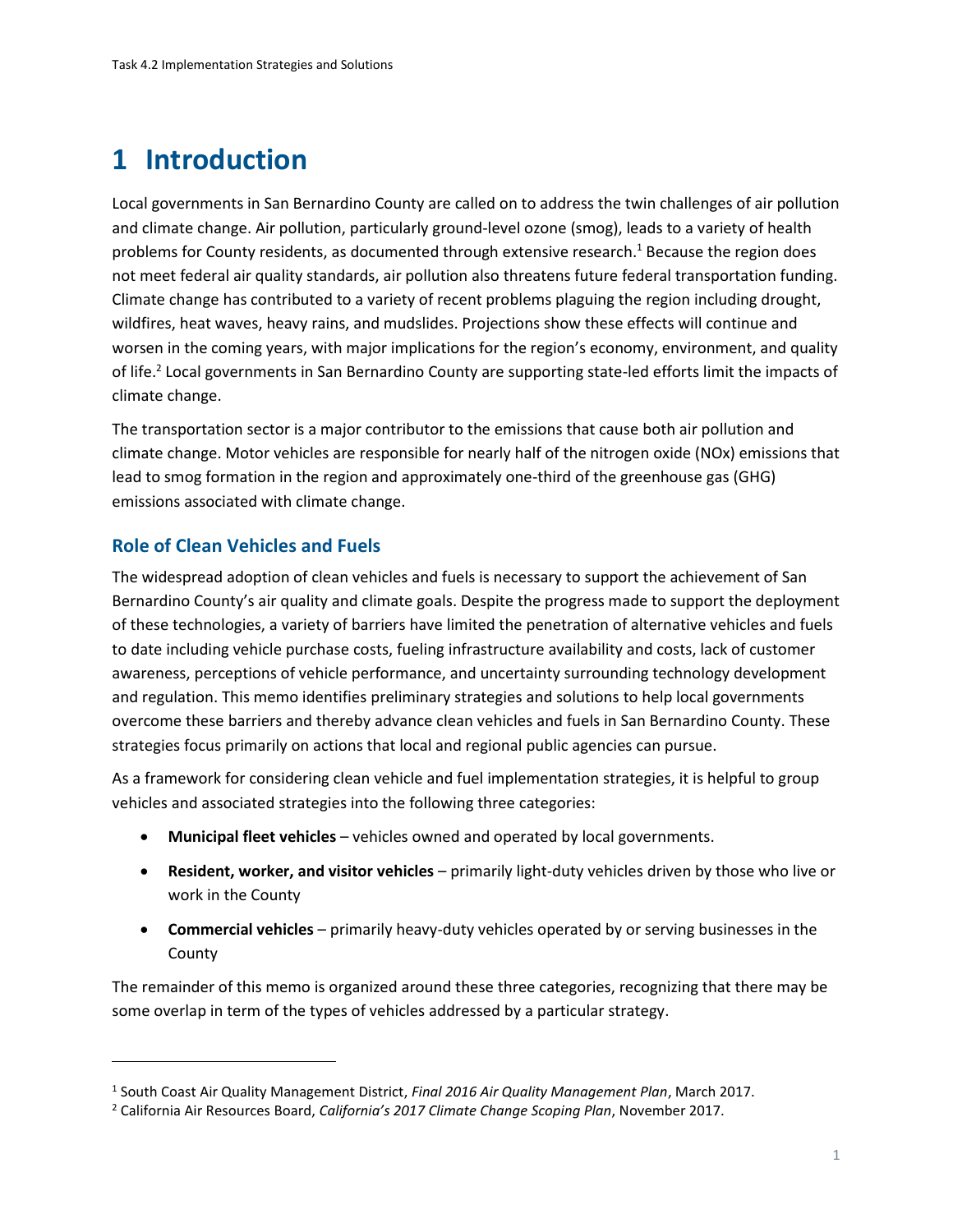# 1 Introduction

Local governments in San Bernardino County are called on to address the twin challenges of air pollution and climate change. Air pollution, particularly ground-level ozone (smog), leads to a variety of health problems for County residents, as documented through extensive research.[1] Because the region does not meet federal air quality standards, air pollution also threatens future federal transportation funding. Climate change has contributed to a variety of recent problems plaguing the region including drought, wildfires, heat waves, heavy rains, and mudslides. Projections show these effects will continue and worsen in the coming years, with major implications for the region's economy, environment, and quality of life.[2] Local governments in San Bernardino County are supporting state-led efforts limit the impacts of climate change.

The transportation sector is a major contributor to the emissions that cause both air pollution and climate change. Motor vehicles are responsible for nearly half of the nitrogen oxide (NOx) emissions that lead to smog formation in the region and approximately one-third of the greenhouse gas (GHG) emissions associated with climate change.

## Role of Clean Vehicles and Fuels

The widespread adoption of clean vehicles and fuels is necessary to support the achievement of San Bernardino County's air quality and climate goals. Despite the progress made to support the deployment of these technologies, a variety of barriers have limited the penetration of alternative vehicles and fuels to date including vehicle purchase costs, fueling infrastructure availability and costs, lack of customer awareness, perceptions of vehicle performance, and uncertainty surrounding technology development and regulation. This memo identifies preliminary strategies and solutions to help local governments overcome these barriers and thereby advance clean vehicles and fuels in San Bernardino County. These strategies focus primarily on actions that local and regional public agencies can pursue.

As a framework for considering clean vehicle and fuel implementation strategies, it is helpful to group vehicles and associated strategies into the following three categories:

- **Municipal fleet vehicles** – vehicles owned and operated by local governments.
- **Resident, worker, and visitor vehicles** – primarily light-duty vehicles driven by those who live or work in the County
- **Commercial vehicles** – primarily heavy-duty vehicles operated by or serving businesses in the County

The remainder of this memo is organized around these three categories, recognizing that there may be some overlap in term of the types of vehicles addressed by a particular strategy.

---

[1] South Coast Air Quality Management District, *Final 2016 Air Quality Management Plan*, March 2017.

[2] California Air Resources Board, *California's 2017 Climate Change Scoping Plan*, November 2017.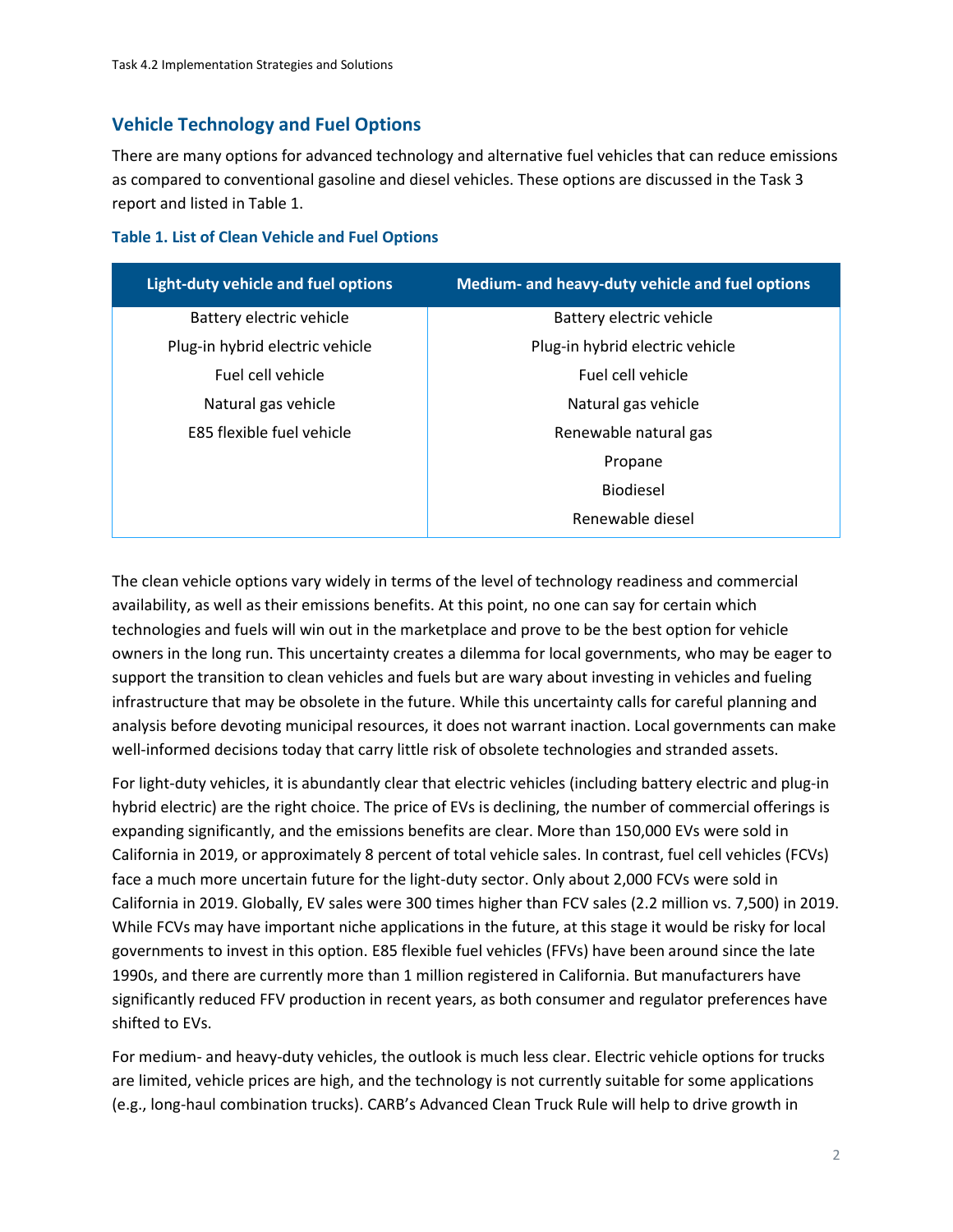## Vehicle Technology and Fuel Options

There are many options for advanced technology and alternative fuel vehicles that can reduce emissions as compared to conventional gasoline and diesel vehicles. These options are discussed in the Task 3 report and listed in Table 1.

### Table 1. List of Clean Vehicle and Fuel Options

| Light-duty vehicle and fuel options | Medium- and heavy-duty vehicle and fuel options |
|---|---|
| Battery electric vehicle | Battery electric vehicle |
| Plug-in hybrid electric vehicle | Plug-in hybrid electric vehicle |
| Fuel cell vehicle | Fuel cell vehicle |
| Natural gas vehicle | Natural gas vehicle |
| E85 flexible fuel vehicle | Renewable natural gas |
| | Propane |
| | Biodiesel |
| | Renewable diesel |

The clean vehicle options vary widely in terms of the level of technology readiness and commercial availability, as well as their emissions benefits. At this point, no one can say for certain which technologies and fuels will win out in the marketplace and prove to be the best option for vehicle owners in the long run. This uncertainty creates a dilemma for local governments, who may be eager to support the transition to clean vehicles and fuels but are wary about investing in vehicles and fueling infrastructure that may be obsolete in the future. While this uncertainty calls for careful planning and analysis before devoting municipal resources, it does not warrant inaction. Local governments can make well-informed decisions today that carry little risk of obsolete technologies and stranded assets.

For light-duty vehicles, it is abundantly clear that electric vehicles (including battery electric and plug-in hybrid electric) are the right choice. The price of EVs is declining, the number of commercial offerings is expanding significantly, and the emissions benefits are clear. More than 150,000 EVs were sold in California in 2019, or approximately 8 percent of total vehicle sales. In contrast, fuel cell vehicles (FCVs) face a much more uncertain future for the light-duty sector. Only about 2,000 FCVs were sold in California in 2019. Globally, EV sales were 300 times higher than FCV sales (2.2 million vs. 7,500) in 2019. While FCVs may have important niche applications in the future, at this stage it would be risky for local governments to invest in this option. E85 flexible fuel vehicles (FFVs) have been around since the late 1990s, and there are currently more than 1 million registered in California. But manufacturers have significantly reduced FFV production in recent years, as both consumer and regulator preferences have shifted to EVs.

For medium- and heavy-duty vehicles, the outlook is much less clear. Electric vehicle options for trucks are limited, vehicle prices are high, and the technology is not currently suitable for some applications (e.g., long-haul combination trucks). CARB's Advanced Clean Truck Rule will help to drive growth in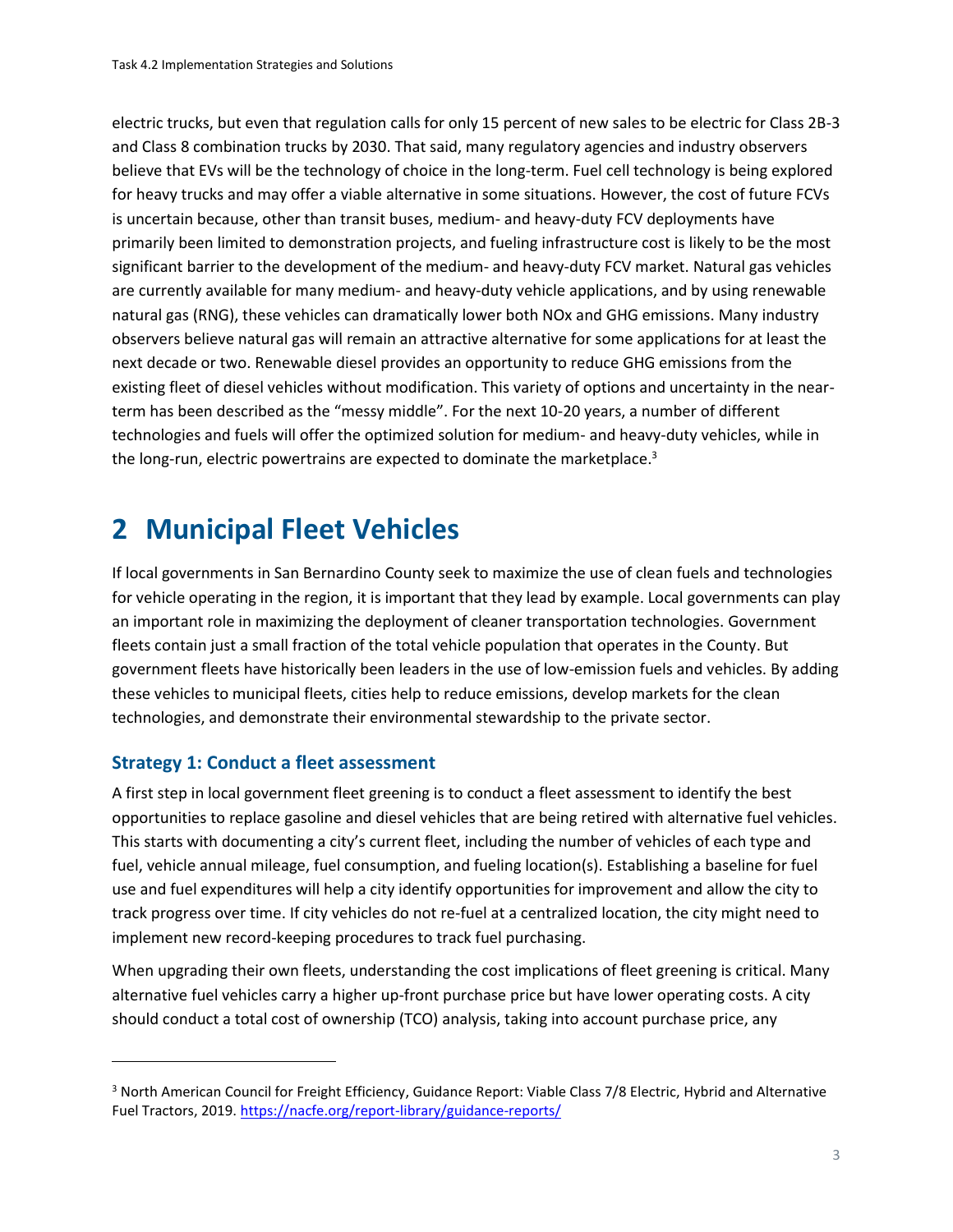electric trucks, but even that regulation calls for only 15 percent of new sales to be electric for Class 2B-3 and Class 8 combination trucks by 2030. That said, many regulatory agencies and industry observers believe that EVs will be the technology of choice in the long-term. Fuel cell technology is being explored for heavy trucks and may offer a viable alternative in some situations. However, the cost of future FCVs is uncertain because, other than transit buses, medium- and heavy-duty FCV deployments have primarily been limited to demonstration projects, and fueling infrastructure cost is likely to be the most significant barrier to the development of the medium- and heavy-duty FCV market. Natural gas vehicles are currently available for many medium- and heavy-duty vehicle applications, and by using renewable natural gas (RNG), these vehicles can dramatically lower both NOx and GHG emissions. Many industry observers believe natural gas will remain an attractive alternative for some applications for at least the next decade or two. Renewable diesel provides an opportunity to reduce GHG emissions from the existing fleet of diesel vehicles without modification. This variety of options and uncertainty in the near-term has been described as the "messy middle". For the next 10-20 years, a number of different technologies and fuels will offer the optimized solution for medium- and heavy-duty vehicles, while in the long-run, electric powertrains are expected to dominate the marketplace.[3]

# 2 Municipal Fleet Vehicles

If local governments in San Bernardino County seek to maximize the use of clean fuels and technologies for vehicle operating in the region, it is important that they lead by example. Local governments can play an important role in maximizing the deployment of cleaner transportation technologies. Government fleets contain just a small fraction of the total vehicle population that operates in the County. But government fleets have historically been leaders in the use of low-emission fuels and vehicles. By adding these vehicles to municipal fleets, cities help to reduce emissions, develop markets for the clean technologies, and demonstrate their environmental stewardship to the private sector.

### Strategy 1: Conduct a fleet assessment

A first step in local government fleet greening is to conduct a fleet assessment to identify the best opportunities to replace gasoline and diesel vehicles that are being retired with alternative fuel vehicles. This starts with documenting a city's current fleet, including the number of vehicles of each type and fuel, vehicle annual mileage, fuel consumption, and fueling location(s). Establishing a baseline for fuel use and fuel expenditures will help a city identify opportunities for improvement and allow the city to track progress over time. If city vehicles do not re-fuel at a centralized location, the city might need to implement new record-keeping procedures to track fuel purchasing.

When upgrading their own fleets, understanding the cost implications of fleet greening is critical. Many alternative fuel vehicles carry a higher up-front purchase price but have lower operating costs. A city should conduct a total cost of ownership (TCO) analysis, taking into account purchase price, any

[3] North American Council for Freight Efficiency, Guidance Report: Viable Class 7/8 Electric, Hybrid and Alternative Fuel Tractors, 2019. https://nacfe.org/report-library/guidance-reports/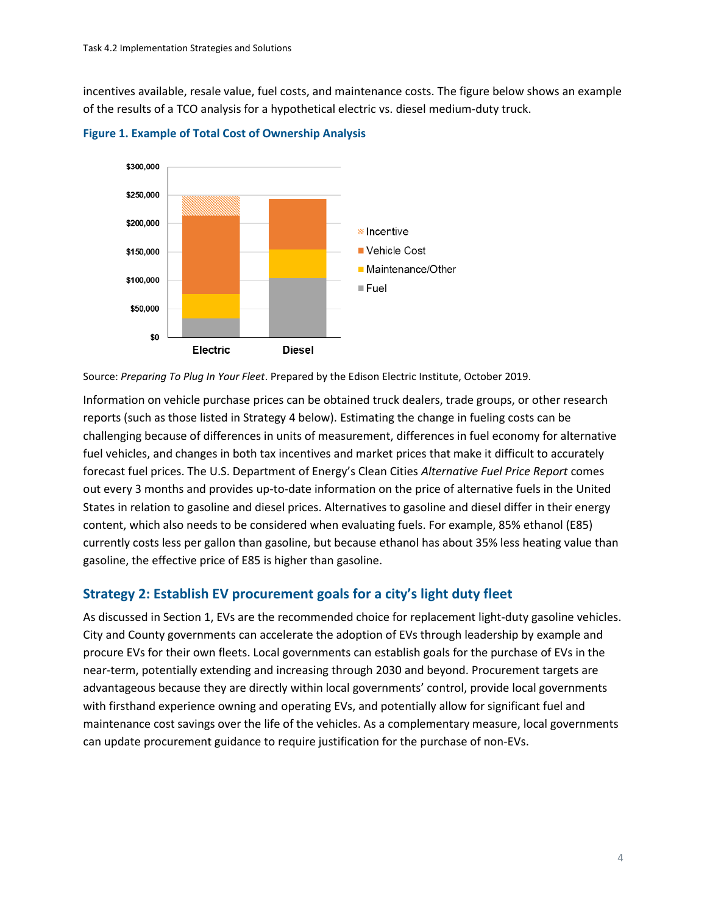incentives available, resale value, fuel costs, and maintenance costs. The figure below shows an example of the results of a TCO analysis for a hypothetical electric vs. diesel medium-duty truck.

**Figure 1. Example of Total Cost of Ownership Analysis**

Source: *Preparing To Plug In Your Fleet*. Prepared by the Edison Electric Institute, October 2019.

Information on vehicle purchase prices can be obtained truck dealers, trade groups, or other research reports (such as those listed in Strategy 4 below). Estimating the change in fueling costs can be challenging because of differences in units of measurement, differences in fuel economy for alternative fuel vehicles, and changes in both tax incentives and market prices that make it difficult to accurately forecast fuel prices. The U.S. Department of Energy's Clean Cities *Alternative Fuel Price Report* comes out every 3 months and provides up-to-date information on the price of alternative fuels in the United States in relation to gasoline and diesel prices. Alternatives to gasoline and diesel differ in their energy content, which also needs to be considered when evaluating fuels. For example, 85% ethanol (E85) currently costs less per gallon than gasoline, but because ethanol has about 35% less heating value than gasoline, the effective price of E85 is higher than gasoline.

## Strategy 2: Establish EV procurement goals for a city's light duty fleet

As discussed in Section 1, EVs are the recommended choice for replacement light-duty gasoline vehicles. City and County governments can accelerate the adoption of EVs through leadership by example and procure EVs for their own fleets. Local governments can establish goals for the purchase of EVs in the near-term, potentially extending and increasing through 2030 and beyond. Procurement targets are advantageous because they are directly within local governments' control, provide local governments with firsthand experience owning and operating EVs, and potentially allow for significant fuel and maintenance cost savings over the life of the vehicles. As a complementary measure, local governments can update procurement guidance to require justification for the purchase of non-EVs.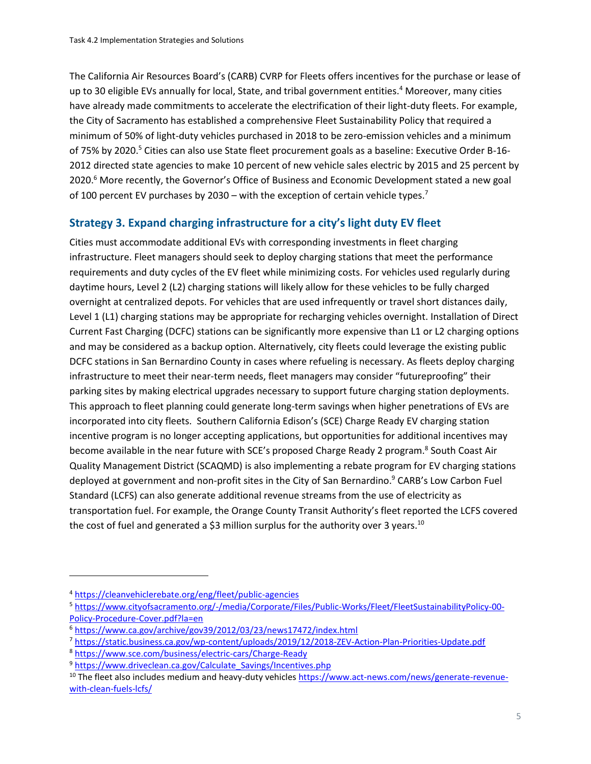The California Air Resources Board's (CARB) CVRP for Fleets offers incentives for the purchase or lease of up to 30 eligible EVs annually for local, State, and tribal government entities.[4] Moreover, many cities have already made commitments to accelerate the electrification of their light-duty fleets. For example, the City of Sacramento has established a comprehensive Fleet Sustainability Policy that required a minimum of 50% of light-duty vehicles purchased in 2018 to be zero-emission vehicles and a minimum of 75% by 2020.[5] Cities can also use State fleet procurement goals as a baseline: Executive Order B-16-2012 directed state agencies to make 10 percent of new vehicle sales electric by 2015 and 25 percent by 2020.[6] More recently, the Governor's Office of Business and Economic Development stated a new goal of 100 percent EV purchases by 2030 – with the exception of certain vehicle types.[7]

## Strategy 3. Expand charging infrastructure for a city's light duty EV fleet

Cities must accommodate additional EVs with corresponding investments in fleet charging infrastructure. Fleet managers should seek to deploy charging stations that meet the performance requirements and duty cycles of the EV fleet while minimizing costs. For vehicles used regularly during daytime hours, Level 2 (L2) charging stations will likely allow for these vehicles to be fully charged overnight at centralized depots. For vehicles that are used infrequently or travel short distances daily, Level 1 (L1) charging stations may be appropriate for recharging vehicles overnight. Installation of Direct Current Fast Charging (DCFC) stations can be significantly more expensive than L1 or L2 charging options and may be considered as a backup option. Alternatively, city fleets could leverage the existing public DCFC stations in San Bernardino County in cases where refueling is necessary. As fleets deploy charging infrastructure to meet their near-term needs, fleet managers may consider "futureproofing" their parking sites by making electrical upgrades necessary to support future charging station deployments. This approach to fleet planning could generate long-term savings when higher penetrations of EVs are incorporated into city fleets. Southern California Edison's (SCE) Charge Ready EV charging station incentive program is no longer accepting applications, but opportunities for additional incentives may become available in the near future with SCE's proposed Charge Ready 2 program.[8] South Coast Air Quality Management District (SCAQMD) is also implementing a rebate program for EV charging stations deployed at government and non-profit sites in the City of San Bernardino.[9] CARB's Low Carbon Fuel Standard (LCFS) can also generate additional revenue streams from the use of electricity as transportation fuel. For example, the Orange County Transit Authority's fleet reported the LCFS covered the cost of fuel and generated a $3 million surplus for the authority over 3 years.[10]

---

[4] https://cleanvehiclerebate.org/eng/fleet/public-agencies

[5] https://www.cityofsacramento.org/-/media/Corporate/Files/Public-Works/Fleet/FleetSustainabilityPolicy-00-Policy-Procedure-Cover.pdf?la=en

[6] https://www.ca.gov/archive/gov39/2012/03/23/news17472/index.html

[7] https://static.business.ca.gov/wp-content/uploads/2019/12/2018-ZEV-Action-Plan-Priorities-Update.pdf

[8] https://www.sce.com/business/electric-cars/Charge-Ready

[9] https://www.driveclean.ca.gov/Calculate_Savings/Incentives.php

[10] The fleet also includes medium and heavy-duty vehicles https://www.act-news.com/news/generate-revenue-with-clean-fuels-lcfs/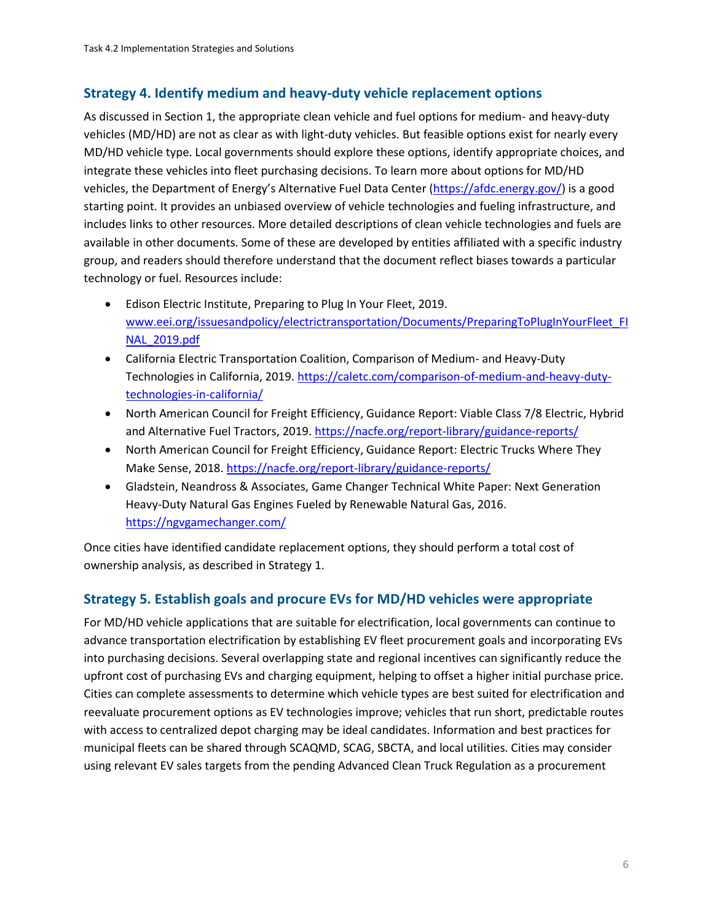## Strategy 4. Identify medium and heavy-duty vehicle replacement options

As discussed in Section 1, the appropriate clean vehicle and fuel options for medium- and heavy-duty vehicles (MD/HD) are not as clear as with light-duty vehicles. But feasible options exist for nearly every MD/HD vehicle type. Local governments should explore these options, identify appropriate choices, and integrate these vehicles into fleet purchasing decisions. To learn more about options for MD/HD vehicles, the Department of Energy's Alternative Fuel Data Center (https://afdc.energy.gov/) is a good starting point. It provides an unbiased overview of vehicle technologies and fueling infrastructure, and includes links to other resources. More detailed descriptions of clean vehicle technologies and fuels are available in other documents. Some of these are developed by entities affiliated with a specific industry group, and readers should therefore understand that the document reflect biases towards a particular technology or fuel. Resources include:

- Edison Electric Institute, Preparing to Plug In Your Fleet, 2019. www.eei.org/issuesandpolicy/electrictransportation/Documents/PreparingToPlugInYourFleet_FINAL_2019.pdf
- California Electric Transportation Coalition, Comparison of Medium- and Heavy-Duty Technologies in California, 2019. https://caletc.com/comparison-of-medium-and-heavy-duty-technologies-in-california/
- North American Council for Freight Efficiency, Guidance Report: Viable Class 7/8 Electric, Hybrid and Alternative Fuel Tractors, 2019. https://nacfe.org/report-library/guidance-reports/
- North American Council for Freight Efficiency, Guidance Report: Electric Trucks Where They Make Sense, 2018. https://nacfe.org/report-library/guidance-reports/
- Gladstein, Neandross & Associates, Game Changer Technical White Paper: Next Generation Heavy-Duty Natural Gas Engines Fueled by Renewable Natural Gas, 2016. https://ngvgamechanger.com/

Once cities have identified candidate replacement options, they should perform a total cost of ownership analysis, as described in Strategy 1.

## Strategy 5. Establish goals and procure EVs for MD/HD vehicles were appropriate

For MD/HD vehicle applications that are suitable for electrification, local governments can continue to advance transportation electrification by establishing EV fleet procurement goals and incorporating EVs into purchasing decisions. Several overlapping state and regional incentives can significantly reduce the upfront cost of purchasing EVs and charging equipment, helping to offset a higher initial purchase price. Cities can complete assessments to determine which vehicle types are best suited for electrification and reevaluate procurement options as EV technologies improve; vehicles that run short, predictable routes with access to centralized depot charging may be ideal candidates. Information and best practices for municipal fleets can be shared through SCAQMD, SCAG, SBCTA, and local utilities. Cities may consider using relevant EV sales targets from the pending Advanced Clean Truck Regulation as a procurement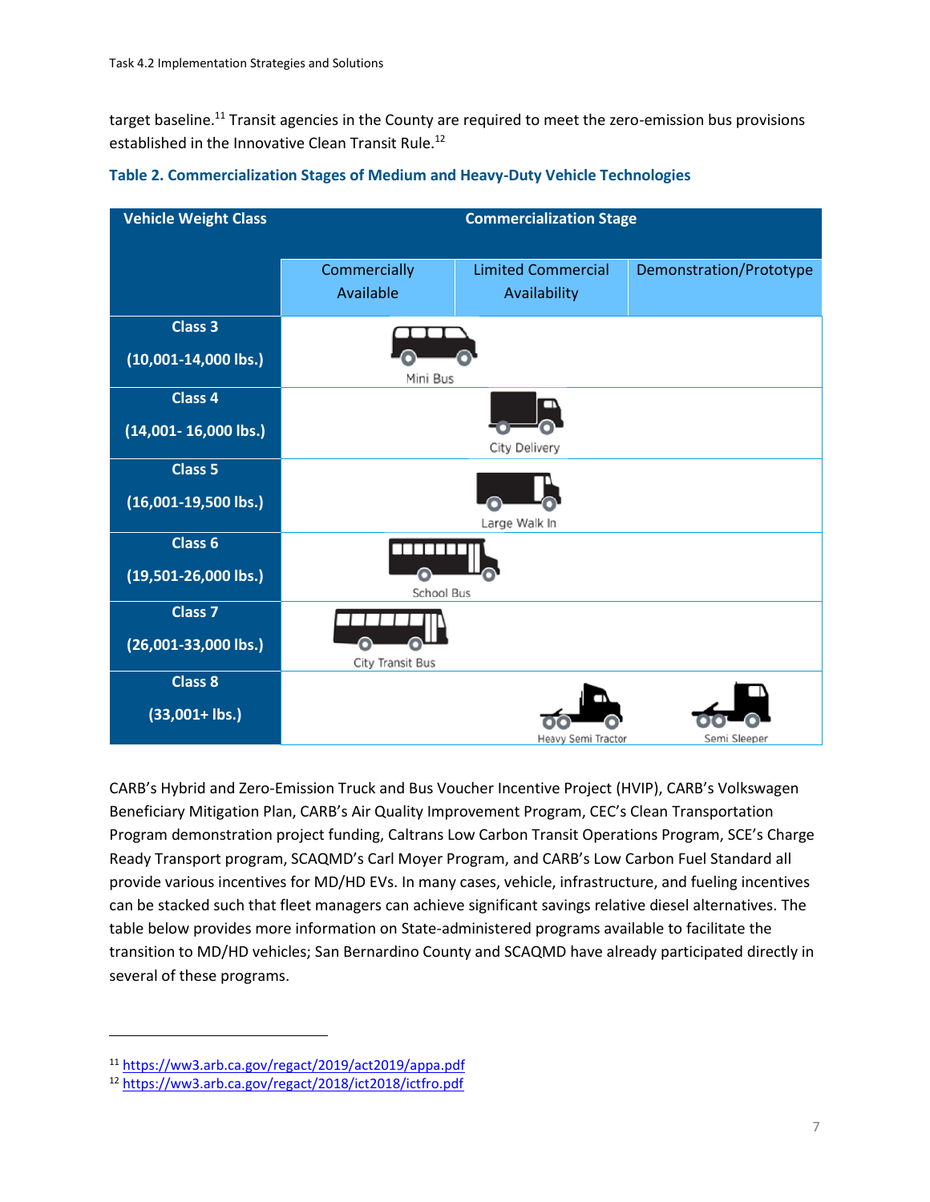target baseline.[11] Transit agencies in the County are required to meet the zero-emission bus provisions established in the Innovative Clean Transit Rule.[12]

**Table 2. Commercialization Stages of Medium and Heavy-Duty Vehicle Technologies**

| Vehicle Weight Class | Commercialization Stage | | |
|---|---|---|---|
| | Commercially Available | Limited Commercial Availability | Demonstration/Prototype |
| Class 3 (10,001-14,000 lbs.) | Mini Bus | | |
| Class 4 (14,001- 16,000 lbs.) | | City Delivery | |
| Class 5 (16,001-19,500 lbs.) | | Large Walk In | |
| Class 6 (19,501-26,000 lbs.) | School Bus | | |
| Class 7 (26,001-33,000 lbs.) | City Transit Bus | | |
| Class 8 (33,001+ lbs.) | | Heavy Semi Tractor | Semi Sleeper |

CARB's Hybrid and Zero-Emission Truck and Bus Voucher Incentive Project (HVIP), CARB's Volkswagen Beneficiary Mitigation Plan, CARB's Air Quality Improvement Program, CEC's Clean Transportation Program demonstration project funding, Caltrans Low Carbon Transit Operations Program, SCE's Charge Ready Transport program, SCAQMD's Carl Moyer Program, and CARB's Low Carbon Fuel Standard all provide various incentives for MD/HD EVs. In many cases, vehicle, infrastructure, and fueling incentives can be stacked such that fleet managers can achieve significant savings relative diesel alternatives. The table below provides more information on State-administered programs available to facilitate the transition to MD/HD vehicles; San Bernardino County and SCAQMD have already participated directly in several of these programs.

[11] https://ww3.arb.ca.gov/regact/2019/act2019/appa.pdf
[12] https://ww3.arb.ca.gov/regact/2018/ict2018/ictfro.pdf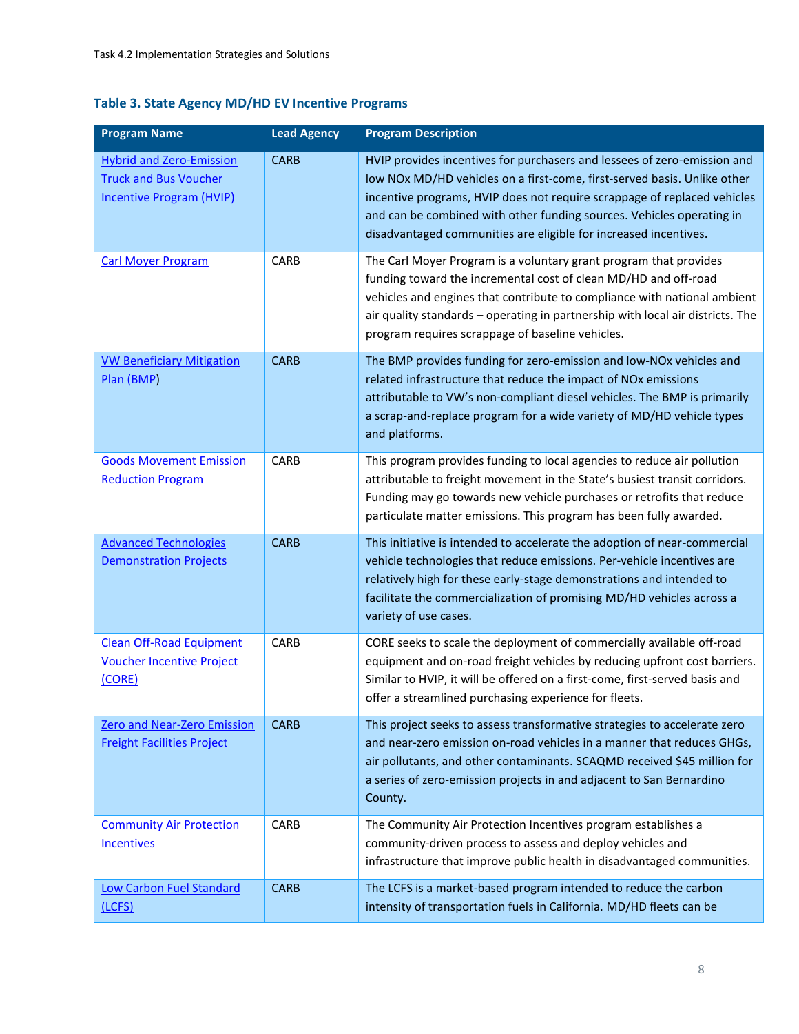### Table 3. State Agency MD/HD EV Incentive Programs

| Program Name | Lead Agency | Program Description |
|---|---|---|
| Hybrid and Zero-Emission Truck and Bus Voucher Incentive Program (HVIP) | CARB | HVIP provides incentives for purchasers and lessees of zero-emission and low NOx MD/HD vehicles on a first-come, first-served basis. Unlike other incentive programs, HVIP does not require scrappage of replaced vehicles and can be combined with other funding sources. Vehicles operating in disadvantaged communities are eligible for increased incentives. |
| Carl Moyer Program | CARB | The Carl Moyer Program is a voluntary grant program that provides funding toward the incremental cost of clean MD/HD and off-road vehicles and engines that contribute to compliance with national ambient air quality standards – operating in partnership with local air districts. The program requires scrappage of baseline vehicles. |
| VW Beneficiary Mitigation Plan (BMP) | CARB | The BMP provides funding for zero-emission and low-NOx vehicles and related infrastructure that reduce the impact of NOx emissions attributable to VW's non-compliant diesel vehicles. The BMP is primarily a scrap-and-replace program for a wide variety of MD/HD vehicle types and platforms. |
| Goods Movement Emission Reduction Program | CARB | This program provides funding to local agencies to reduce air pollution attributable to freight movement in the State's busiest transit corridors. Funding may go towards new vehicle purchases or retrofits that reduce particulate matter emissions. This program has been fully awarded. |
| Advanced Technologies Demonstration Projects | CARB | This initiative is intended to accelerate the adoption of near-commercial vehicle technologies that reduce emissions. Per-vehicle incentives are relatively high for these early-stage demonstrations and intended to facilitate the commercialization of promising MD/HD vehicles across a variety of use cases. |
| Clean Off-Road Equipment Voucher Incentive Project (CORE) | CARB | CORE seeks to scale the deployment of commercially available off-road equipment and on-road freight vehicles by reducing upfront cost barriers. Similar to HVIP, it will be offered on a first-come, first-served basis and offer a streamlined purchasing experience for fleets. |
| Zero and Near-Zero Emission Freight Facilities Project | CARB | This project seeks to assess transformative strategies to accelerate zero and near-zero emission on-road vehicles in a manner that reduces GHGs, air pollutants, and other contaminants. SCAQMD received $45 million for a series of zero-emission projects in and adjacent to San Bernardino County. |
| Community Air Protection Incentives | CARB | The Community Air Protection Incentives program establishes a community-driven process to assess and deploy vehicles and infrastructure that improve public health in disadvantaged communities. |
| Low Carbon Fuel Standard (LCFS) | CARB | The LCFS is a market-based program intended to reduce the carbon intensity of transportation fuels in California. MD/HD fleets can be |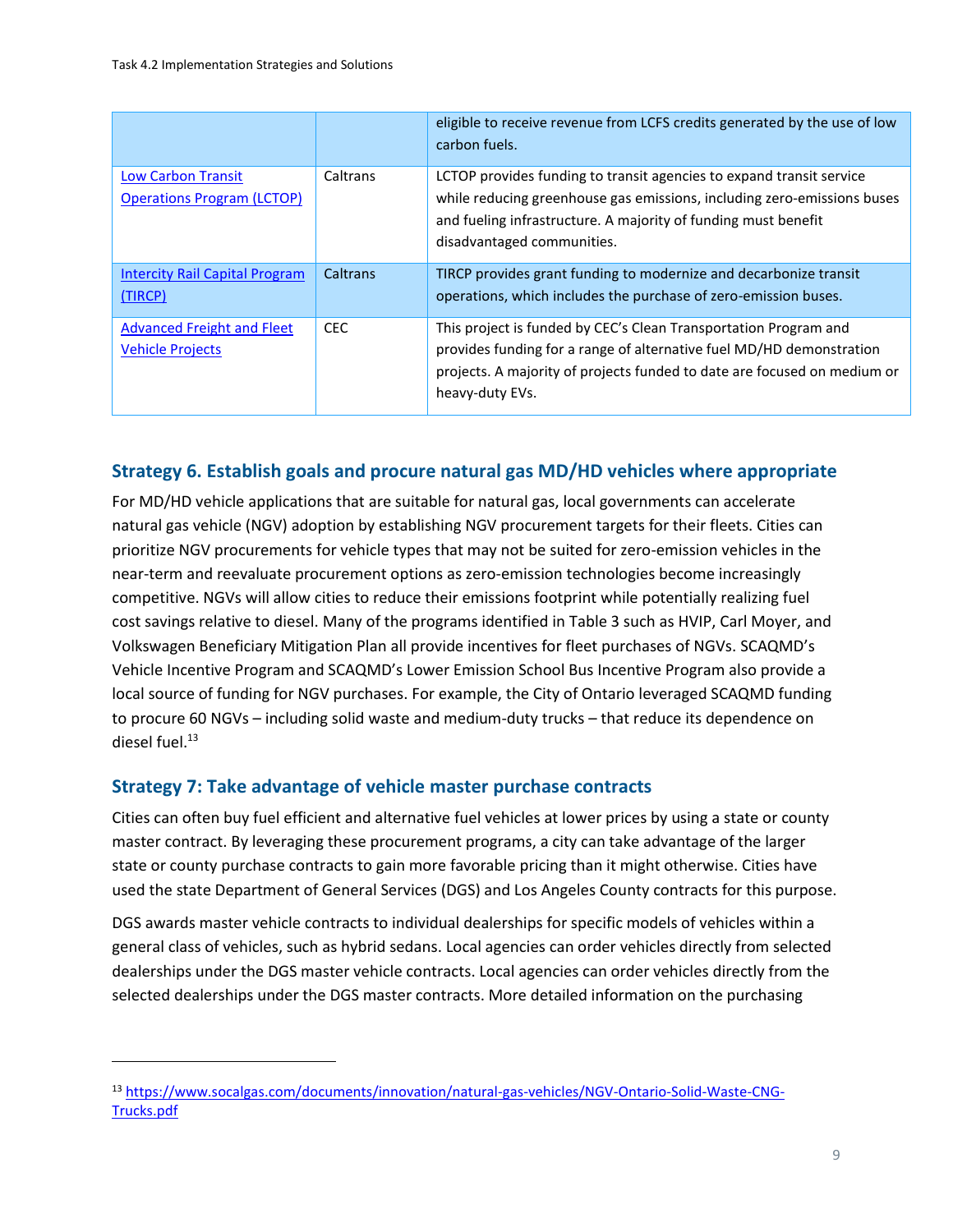| | | |
|---|---|---|
| | | eligible to receive revenue from LCFS credits generated by the use of low carbon fuels. |
| Low Carbon Transit Operations Program (LCTOP) | Caltrans | LCTOP provides funding to transit agencies to expand transit service while reducing greenhouse gas emissions, including zero-emissions buses and fueling infrastructure. A majority of funding must benefit disadvantaged communities. |
| Intercity Rail Capital Program (TIRCP) | Caltrans | TIRCP provides grant funding to modernize and decarbonize transit operations, which includes the purchase of zero-emission buses. |
| Advanced Freight and Fleet Vehicle Projects | CEC | This project is funded by CEC's Clean Transportation Program and provides funding for a range of alternative fuel MD/HD demonstration projects. A majority of projects funded to date are focused on medium or heavy-duty EVs. |

## Strategy 6. Establish goals and procure natural gas MD/HD vehicles where appropriate

For MD/HD vehicle applications that are suitable for natural gas, local governments can accelerate natural gas vehicle (NGV) adoption by establishing NGV procurement targets for their fleets. Cities can prioritize NGV procurements for vehicle types that may not be suited for zero-emission vehicles in the near-term and reevaluate procurement options as zero-emission technologies become increasingly competitive. NGVs will allow cities to reduce their emissions footprint while potentially realizing fuel cost savings relative to diesel. Many of the programs identified in Table 3 such as HVIP, Carl Moyer, and Volkswagen Beneficiary Mitigation Plan all provide incentives for fleet purchases of NGVs. SCAQMD's Vehicle Incentive Program and SCAQMD's Lower Emission School Bus Incentive Program also provide a local source of funding for NGV purchases. For example, the City of Ontario leveraged SCAQMD funding to procure 60 NGVs – including solid waste and medium-duty trucks – that reduce its dependence on diesel fuel.[13]

## Strategy 7: Take advantage of vehicle master purchase contracts

Cities can often buy fuel efficient and alternative fuel vehicles at lower prices by using a state or county master contract. By leveraging these procurement programs, a city can take advantage of the larger state or county purchase contracts to gain more favorable pricing than it might otherwise. Cities have used the state Department of General Services (DGS) and Los Angeles County contracts for this purpose.

DGS awards master vehicle contracts to individual dealerships for specific models of vehicles within a general class of vehicles, such as hybrid sedans. Local agencies can order vehicles directly from selected dealerships under the DGS master vehicle contracts. Local agencies can order vehicles directly from the selected dealerships under the DGS master contracts. More detailed information on the purchasing

[13] https://www.socalgas.com/documents/innovation/natural-gas-vehicles/NGV-Ontario-Solid-Waste-CNG-Trucks.pdf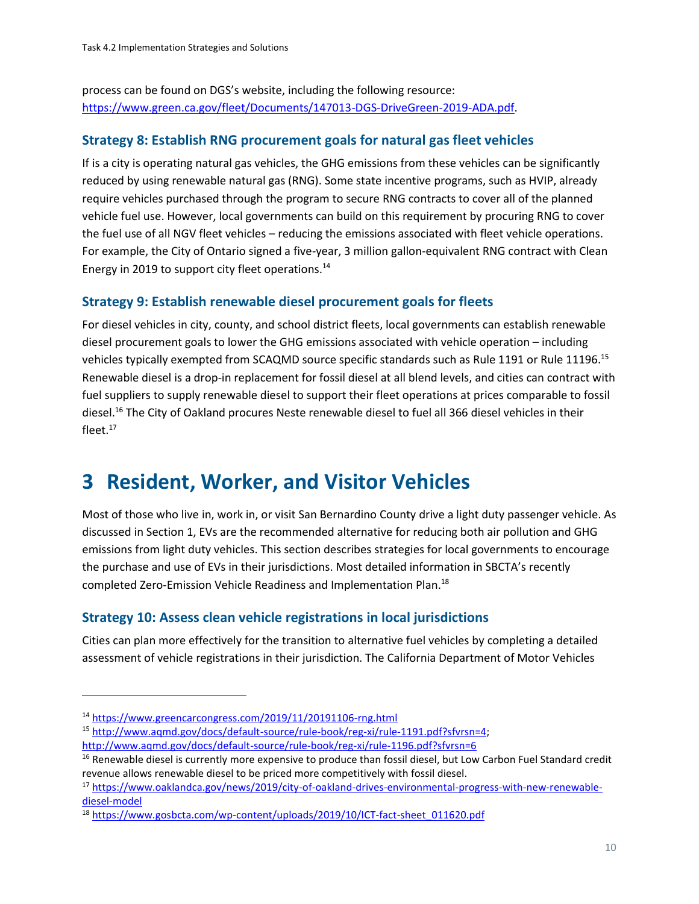process can be found on DGS's website, including the following resource: https://www.green.ca.gov/fleet/Documents/147013-DGS-DriveGreen-2019-ADA.pdf.

### Strategy 8: Establish RNG procurement goals for natural gas fleet vehicles

If is a city is operating natural gas vehicles, the GHG emissions from these vehicles can be significantly reduced by using renewable natural gas (RNG). Some state incentive programs, such as HVIP, already require vehicles purchased through the program to secure RNG contracts to cover all of the planned vehicle fuel use. However, local governments can build on this requirement by procuring RNG to cover the fuel use of all NGV fleet vehicles – reducing the emissions associated with fleet vehicle operations. For example, the City of Ontario signed a five-year, 3 million gallon-equivalent RNG contract with Clean Energy in 2019 to support city fleet operations.[14]

### Strategy 9: Establish renewable diesel procurement goals for fleets

For diesel vehicles in city, county, and school district fleets, local governments can establish renewable diesel procurement goals to lower the GHG emissions associated with vehicle operation – including vehicles typically exempted from SCAQMD source specific standards such as Rule 1191 or Rule 11196.[15] Renewable diesel is a drop-in replacement for fossil diesel at all blend levels, and cities can contract with fuel suppliers to supply renewable diesel to support their fleet operations at prices comparable to fossil diesel.[16] The City of Oakland procures Neste renewable diesel to fuel all 366 diesel vehicles in their fleet.[17]

# 3 Resident, Worker, and Visitor Vehicles

Most of those who live in, work in, or visit San Bernardino County drive a light duty passenger vehicle. As discussed in Section 1, EVs are the recommended alternative for reducing both air pollution and GHG emissions from light duty vehicles. This section describes strategies for local governments to encourage the purchase and use of EVs in their jurisdictions. Most detailed information in SBCTA's recently completed Zero-Emission Vehicle Readiness and Implementation Plan.[18]

### Strategy 10: Assess clean vehicle registrations in local jurisdictions

Cities can plan more effectively for the transition to alternative fuel vehicles by completing a detailed assessment of vehicle registrations in their jurisdiction. The California Department of Motor Vehicles

---

[14] https://www.greencarcongress.com/2019/11/20191106-rng.html

[15] http://www.aqmd.gov/docs/default-source/rule-book/reg-xi/rule-1191.pdf?sfvrsn=4; http://www.aqmd.gov/docs/default-source/rule-book/reg-xi/rule-1196.pdf?sfvrsn=6

[16] Renewable diesel is currently more expensive to produce than fossil diesel, but Low Carbon Fuel Standard credit revenue allows renewable diesel to be priced more competitively with fossil diesel.

[17] https://www.oaklandca.gov/news/2019/city-of-oakland-drives-environmental-progress-with-new-renewable-diesel-model

[18] https://www.gosbcta.com/wp-content/uploads/2019/10/ICT-fact-sheet_011620.pdf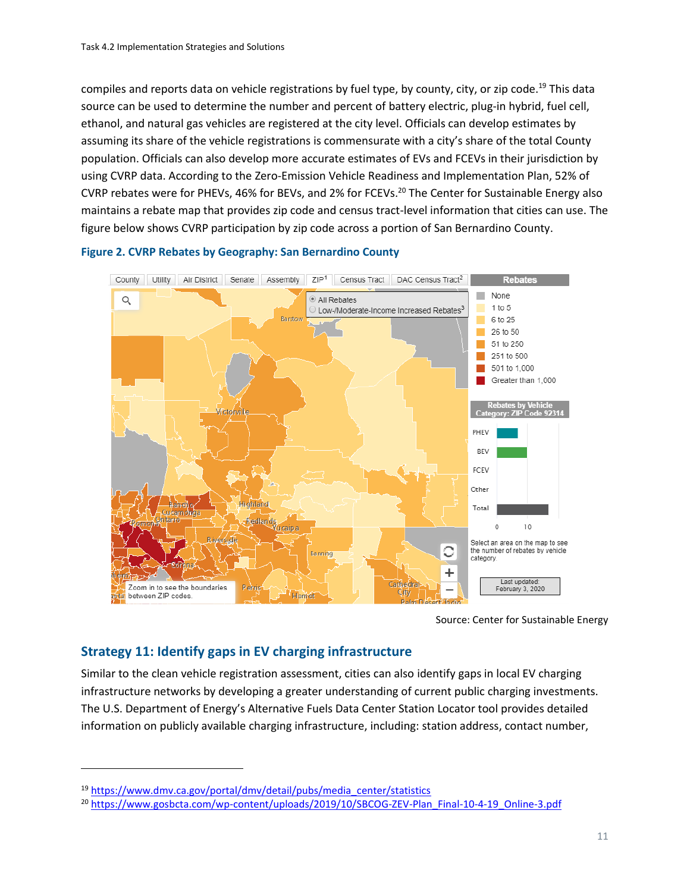compiles and reports data on vehicle registrations by fuel type, by county, city, or zip code.[19] This data source can be used to determine the number and percent of battery electric, plug-in hybrid, fuel cell, ethanol, and natural gas vehicles are registered at the city level. Officials can develop estimates by assuming its share of the vehicle registrations is commensurate with a city's share of the total County population. Officials can also develop more accurate estimates of EVs and FCEVs in their jurisdiction by using CVRP data. According to the Zero-Emission Vehicle Readiness and Implementation Plan, 52% of CVRP rebates were for PHEVs, 46% for BEVs, and 2% for FCEVs.[20] The Center for Sustainable Energy also maintains a rebate map that provides zip code and census tract-level information that cities can use. The figure below shows CVRP participation by zip code across a portion of San Bernardino County.

**Figure 2. CVRP Rebates by Geography: San Bernardino County**

Source: Center for Sustainable Energy

## Strategy 11: Identify gaps in EV charging infrastructure

Similar to the clean vehicle registration assessment, cities can also identify gaps in local EV charging infrastructure networks by developing a greater understanding of current public charging investments. The U.S. Department of Energy's Alternative Fuels Data Center Station Locator tool provides detailed information on publicly available charging infrastructure, including: station address, contact number,

---

[19] https://www.dmv.ca.gov/portal/dmv/detail/pubs/media_center/statistics

[20] https://www.gosbcta.com/wp-content/uploads/2019/10/SBCOG-ZEV-Plan_Final-10-4-19_Online-3.pdf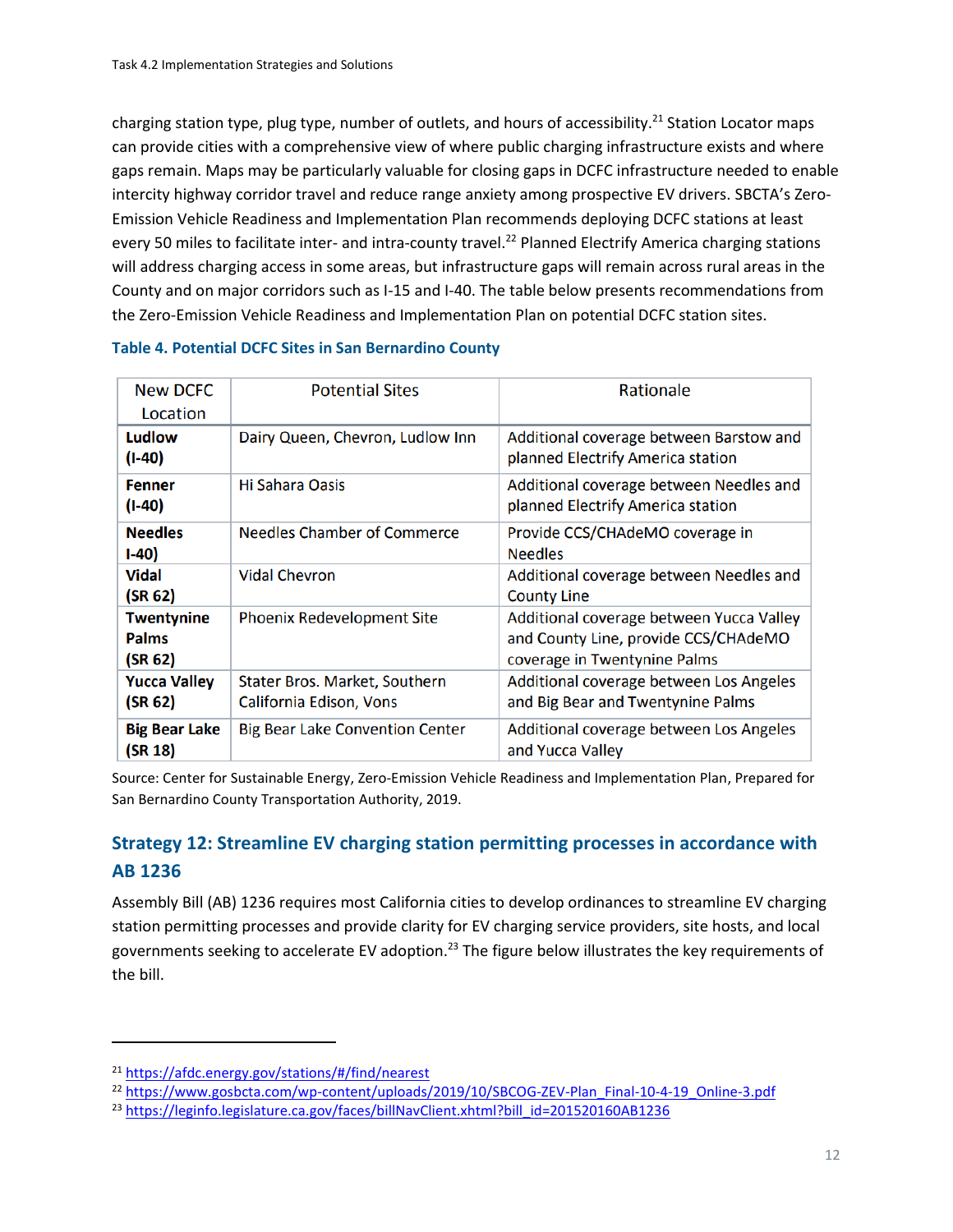charging station type, plug type, number of outlets, and hours of accessibility.[21] Station Locator maps can provide cities with a comprehensive view of where public charging infrastructure exists and where gaps remain. Maps may be particularly valuable for closing gaps in DCFC infrastructure needed to enable intercity highway corridor travel and reduce range anxiety among prospective EV drivers. SBCTA's Zero-Emission Vehicle Readiness and Implementation Plan recommends deploying DCFC stations at least every 50 miles to facilitate inter- and intra-county travel.[22] Planned Electrify America charging stations will address charging access in some areas, but infrastructure gaps will remain across rural areas in the County and on major corridors such as I-15 and I-40. The table below presents recommendations from the Zero-Emission Vehicle Readiness and Implementation Plan on potential DCFC station sites.

**Table 4. Potential DCFC Sites in San Bernardino County**

| New DCFC Location | Potential Sites | Rationale |
| --- | --- | --- |
| **Ludlow (I-40)** | Dairy Queen, Chevron, Ludlow Inn | Additional coverage between Barstow and planned Electrify America station |
| **Fenner (I-40)** | Hi Sahara Oasis | Additional coverage between Needles and planned Electrify America station |
| **Needles I-40)** | Needles Chamber of Commerce | Provide CCS/CHAdeMO coverage in Needles |
| **Vidal (SR 62)** | Vidal Chevron | Additional coverage between Needles and County Line |
| **Twentynine Palms (SR 62)** | Phoenix Redevelopment Site | Additional coverage between Yucca Valley and County Line, provide CCS/CHAdeMO coverage in Twentynine Palms |
| **Yucca Valley (SR 62)** | Stater Bros. Market, Southern California Edison, Vons | Additional coverage between Los Angeles and Big Bear and Twentynine Palms |
| **Big Bear Lake (SR 18)** | Big Bear Lake Convention Center | Additional coverage between Los Angeles and Yucca Valley |

Source: Center for Sustainable Energy, Zero-Emission Vehicle Readiness and Implementation Plan, Prepared for San Bernardino County Transportation Authority, 2019.

## Strategy 12: Streamline EV charging station permitting processes in accordance with AB 1236

Assembly Bill (AB) 1236 requires most California cities to develop ordinances to streamline EV charging station permitting processes and provide clarity for EV charging service providers, site hosts, and local governments seeking to accelerate EV adoption.[23] The figure below illustrates the key requirements of the bill.

---

[21] https://afdc.energy.gov/stations/#/find/nearest

[22] https://www.gosbcta.com/wp-content/uploads/2019/10/SBCOG-ZEV-Plan_Final-10-4-19_Online-3.pdf

[23] https://leginfo.legislature.ca.gov/faces/billNavClient.xhtml?bill_id=201520160AB1236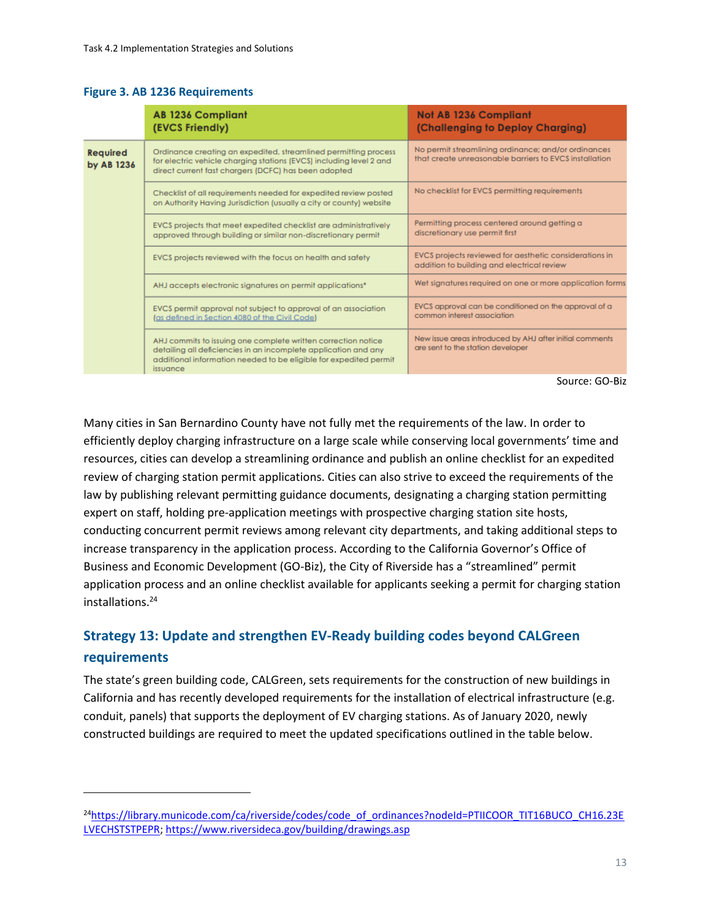**Figure 3. AB 1236 Requirements**

| | AB 1236 Compliant (EVCS Friendly) | Not AB 1236 Compliant (Challenging to Deploy Charging) |
|---|---|---|
| Required by AB 1236 | Ordinance creating an expedited, streamlined permitting process for electric vehicle charging stations (EVCS) including level 2 and direct current fast chargers (DCFC) has been adopted | No permit streamlining ordinance; and/or ordinances that create unreasonable barriers to EVCS installation |
| | Checklist of all requirements needed for expedited review posted on Authority Having Jurisdiction (usually a city or county) website | No checklist for EVCS permitting requirements |
| | EVCS projects that meet expedited checklist are administratively approved through building or similar non-discretionary permit | Permitting process centered around getting a discretionary use permit first |
| | EVCS projects reviewed with the focus on health and safety | EVCS projects reviewed for aesthetic considerations in addition to building and electrical review |
| | AHJ accepts electronic signatures on permit applications* | Wet signatures required on one or more application forms |
| | EVCS permit approval not subject to approval of an association (as defined in Section 4080 of the Civil Code) | EVCS approval can be conditioned on the approval of a common interest association |
| | AHJ commits to issuing one complete written correction notice detailing all deficiencies in an incomplete application and any additional information needed to be eligible for expedited permit issuance | New issue areas introduced by AHJ after initial comments are sent to the station developer |

Source: GO-Biz

Many cities in San Bernardino County have not fully met the requirements of the law. In order to efficiently deploy charging infrastructure on a large scale while conserving local governments' time and resources, cities can develop a streamlining ordinance and publish an online checklist for an expedited review of charging station permit applications. Cities can also strive to exceed the requirements of the law by publishing relevant permitting guidance documents, designating a charging station permitting expert on staff, holding pre-application meetings with prospective charging station site hosts, conducting concurrent permit reviews among relevant city departments, and taking additional steps to increase transparency in the application process. According to the California Governor's Office of Business and Economic Development (GO-Biz), the City of Riverside has a "streamlined" permit application process and an online checklist available for applicants seeking a permit for charging station installations.[24]

## Strategy 13: Update and strengthen EV-Ready building codes beyond CALGreen requirements

The state's green building code, CALGreen, sets requirements for the construction of new buildings in California and has recently developed requirements for the installation of electrical infrastructure (e.g. conduit, panels) that supports the deployment of EV charging stations. As of January 2020, newly constructed buildings are required to meet the updated specifications outlined in the table below.

---

[24] https://library.municode.com/ca/riverside/codes/code_of_ordinances?nodeId=PTIICOOR_TIT16BUCO_CH16.23ELVECHSTSTPEPR; https://www.riversideca.gov/building/drawings.asp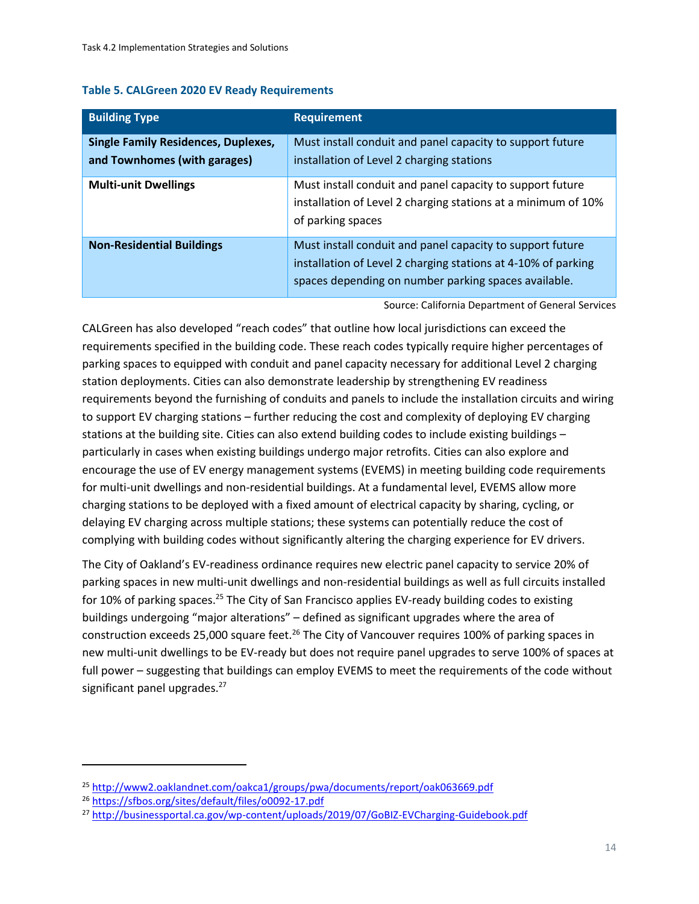**Table 5. CALGreen 2020 EV Ready Requirements**

| Building Type | Requirement |
|---|---|
| **Single Family Residences, Duplexes, and Townhomes (with garages)** | Must install conduit and panel capacity to support future installation of Level 2 charging stations |
| **Multi-unit Dwellings** | Must install conduit and panel capacity to support future installation of Level 2 charging stations at a minimum of 10% of parking spaces |
| **Non-Residential Buildings** | Must install conduit and panel capacity to support future installation of Level 2 charging stations at 4-10% of parking spaces depending on number parking spaces available. |

Source: California Department of General Services

CALGreen has also developed "reach codes" that outline how local jurisdictions can exceed the requirements specified in the building code. These reach codes typically require higher percentages of parking spaces to equipped with conduit and panel capacity necessary for additional Level 2 charging station deployments. Cities can also demonstrate leadership by strengthening EV readiness requirements beyond the furnishing of conduits and panels to include the installation circuits and wiring to support EV charging stations – further reducing the cost and complexity of deploying EV charging stations at the building site. Cities can also extend building codes to include existing buildings – particularly in cases when existing buildings undergo major retrofits. Cities can also explore and encourage the use of EV energy management systems (EVEMS) in meeting building code requirements for multi-unit dwellings and non-residential buildings. At a fundamental level, EVEMS allow more charging stations to be deployed with a fixed amount of electrical capacity by sharing, cycling, or delaying EV charging across multiple stations; these systems can potentially reduce the cost of complying with building codes without significantly altering the charging experience for EV drivers.

The City of Oakland's EV-readiness ordinance requires new electric panel capacity to service 20% of parking spaces in new multi-unit dwellings and non-residential buildings as well as full circuits installed for 10% of parking spaces.[25] The City of San Francisco applies EV-ready building codes to existing buildings undergoing "major alterations" – defined as significant upgrades where the area of construction exceeds 25,000 square feet.[26] The City of Vancouver requires 100% of parking spaces in new multi-unit dwellings to be EV-ready but does not require panel upgrades to serve 100% of spaces at full power – suggesting that buildings can employ EVEMS to meet the requirements of the code without significant panel upgrades.[27]

---

[25] http://www2.oaklandnet.com/oakca1/groups/pwa/documents/report/oak063669.pdf

[26] https://sfbos.org/sites/default/files/o0092-17.pdf

[27] http://businessportal.ca.gov/wp-content/uploads/2019/07/GoBIZ-EVCharging-Guidebook.pdf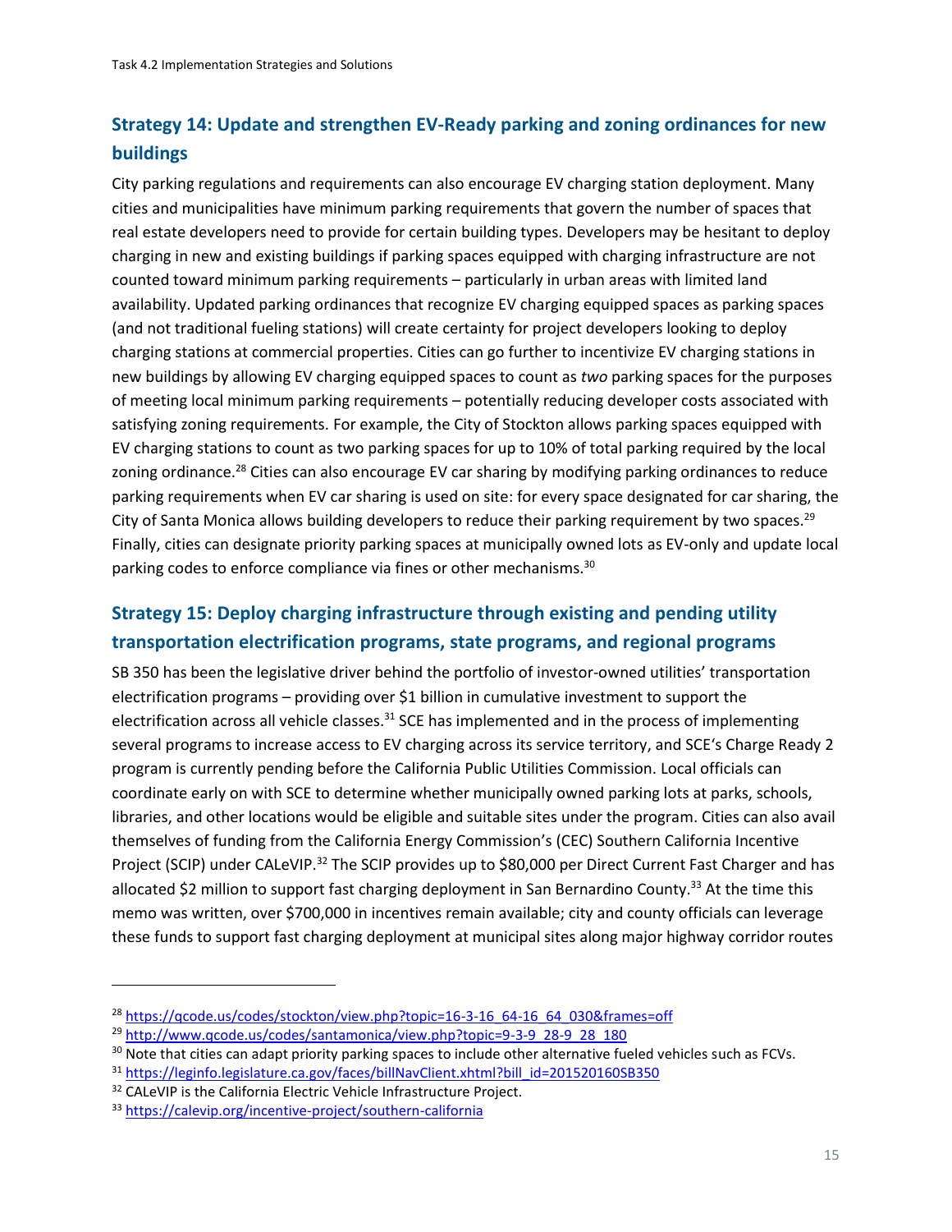## Strategy 14: Update and strengthen EV-Ready parking and zoning ordinances for new buildings

City parking regulations and requirements can also encourage EV charging station deployment. Many cities and municipalities have minimum parking requirements that govern the number of spaces that real estate developers need to provide for certain building types. Developers may be hesitant to deploy charging in new and existing buildings if parking spaces equipped with charging infrastructure are not counted toward minimum parking requirements – particularly in urban areas with limited land availability. Updated parking ordinances that recognize EV charging equipped spaces as parking spaces (and not traditional fueling stations) will create certainty for project developers looking to deploy charging stations at commercial properties. Cities can go further to incentivize EV charging stations in new buildings by allowing EV charging equipped spaces to count as *two* parking spaces for the purposes of meeting local minimum parking requirements – potentially reducing developer costs associated with satisfying zoning requirements. For example, the City of Stockton allows parking spaces equipped with EV charging stations to count as two parking spaces for up to 10% of total parking required by the local zoning ordinance.[28] Cities can also encourage EV car sharing by modifying parking ordinances to reduce parking requirements when EV car sharing is used on site: for every space designated for car sharing, the City of Santa Monica allows building developers to reduce their parking requirement by two spaces.[29] Finally, cities can designate priority parking spaces at municipally owned lots as EV-only and update local parking codes to enforce compliance via fines or other mechanisms.[30]

## Strategy 15: Deploy charging infrastructure through existing and pending utility transportation electrification programs, state programs, and regional programs

SB 350 has been the legislative driver behind the portfolio of investor-owned utilities' transportation electrification programs – providing over $1 billion in cumulative investment to support the electrification across all vehicle classes.[31] SCE has implemented and in the process of implementing several programs to increase access to EV charging across its service territory, and SCE's Charge Ready 2 program is currently pending before the California Public Utilities Commission. Local officials can coordinate early on with SCE to determine whether municipally owned parking lots at parks, schools, libraries, and other locations would be eligible and suitable sites under the program. Cities can also avail themselves of funding from the California Energy Commission's (CEC) Southern California Incentive Project (SCIP) under CALeVIP.[32] The SCIP provides up to $80,000 per Direct Current Fast Charger and has allocated $2 million to support fast charging deployment in San Bernardino County.[33] At the time this memo was written, over $700,000 in incentives remain available; city and county officials can leverage these funds to support fast charging deployment at municipal sites along major highway corridor routes

---

[28] https://qcode.us/codes/stockton/view.php?topic=16-3-16_64-16_64_030&frames=off

[29] http://www.qcode.us/codes/santamonica/view.php?topic=9-3-9_28-9_28_180

[30] Note that cities can adapt priority parking spaces to include other alternative fueled vehicles such as FCVs.

[31] https://leginfo.legislature.ca.gov/faces/billNavClient.xhtml?bill_id=201520160SB350

[32] CALeVIP is the California Electric Vehicle Infrastructure Project.

[33] https://calevip.org/incentive-project/southern-california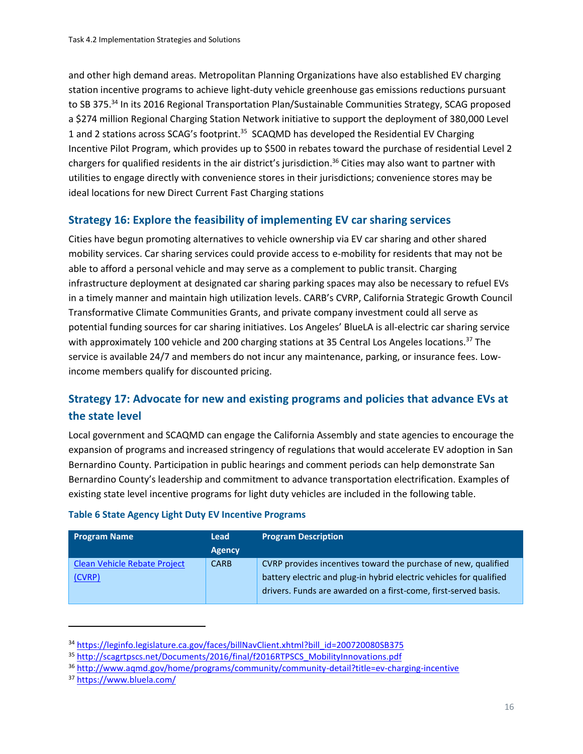and other high demand areas. Metropolitan Planning Organizations have also established EV charging station incentive programs to achieve light-duty vehicle greenhouse gas emissions reductions pursuant to SB 375.[34] In its 2016 Regional Transportation Plan/Sustainable Communities Strategy, SCAG proposed a $274 million Regional Charging Station Network initiative to support the deployment of 380,000 Level 1 and 2 stations across SCAG's footprint.[35] SCAQMD has developed the Residential EV Charging Incentive Pilot Program, which provides up to $500 in rebates toward the purchase of residential Level 2 chargers for qualified residents in the air district's jurisdiction.[36] Cities may also want to partner with utilities to engage directly with convenience stores in their jurisdictions; convenience stores may be ideal locations for new Direct Current Fast Charging stations

## Strategy 16: Explore the feasibility of implementing EV car sharing services

Cities have begun promoting alternatives to vehicle ownership via EV car sharing and other shared mobility services. Car sharing services could provide access to e-mobility for residents that may not be able to afford a personal vehicle and may serve as a complement to public transit. Charging infrastructure deployment at designated car sharing parking spaces may also be necessary to refuel EVs in a timely manner and maintain high utilization levels. CARB's CVRP, California Strategic Growth Council Transformative Climate Communities Grants, and private company investment could all serve as potential funding sources for car sharing initiatives. Los Angeles' BlueLA is all-electric car sharing service with approximately 100 vehicle and 200 charging stations at 35 Central Los Angeles locations.[37] The service is available 24/7 and members do not incur any maintenance, parking, or insurance fees. Low-income members qualify for discounted pricing.

## Strategy 17: Advocate for new and existing programs and policies that advance EVs at the state level

Local government and SCAQMD can engage the California Assembly and state agencies to encourage the expansion of programs and increased stringency of regulations that would accelerate EV adoption in San Bernardino County. Participation in public hearings and comment periods can help demonstrate San Bernardino County's leadership and commitment to advance transportation electrification. Examples of existing state level incentive programs for light duty vehicles are included in the following table.

**Table 6 State Agency Light Duty EV Incentive Programs**

| Program Name | Lead Agency | Program Description |
|---|---|---|
| Clean Vehicle Rebate Project (CVRP) | CARB | CVRP provides incentives toward the purchase of new, qualified battery electric and plug-in hybrid electric vehicles for qualified drivers. Funds are awarded on a first-come, first-served basis. |

[34] https://leginfo.legislature.ca.gov/faces/billNavClient.xhtml?bill_id=200720080SB375
[35] http://scagrtpscs.net/Documents/2016/final/f2016RTPSCS_MobilityInnovations.pdf
[36] http://www.aqmd.gov/home/programs/community/community-detail?title=ev-charging-incentive
[37] https://www.bluela.com/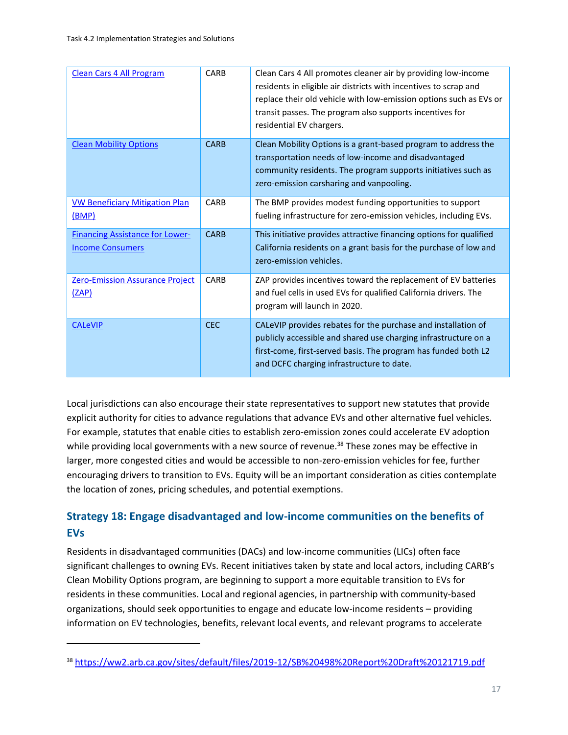| | | |
|---|---|---|
| Clean Cars 4 All Program | CARB | Clean Cars 4 All promotes cleaner air by providing low-income residents in eligible air districts with incentives to scrap and replace their old vehicle with low-emission options such as EVs or transit passes. The program also supports incentives for residential EV chargers. |
| Clean Mobility Options | CARB | Clean Mobility Options is a grant-based program to address the transportation needs of low-income and disadvantaged community residents. The program supports initiatives such as zero-emission carsharing and vanpooling. |
| VW Beneficiary Mitigation Plan (BMP) | CARB | The BMP provides modest funding opportunities to support fueling infrastructure for zero-emission vehicles, including EVs. |
| Financing Assistance for Lower-Income Consumers | CARB | This initiative provides attractive financing options for qualified California residents on a grant basis for the purchase of low and zero-emission vehicles. |
| Zero-Emission Assurance Project (ZAP) | CARB | ZAP provides incentives toward the replacement of EV batteries and fuel cells in used EVs for qualified California drivers. The program will launch in 2020. |
| CALeVIP | CEC | CALeVIP provides rebates for the purchase and installation of publicly accessible and shared use charging infrastructure on a first-come, first-served basis. The program has funded both L2 and DCFC charging infrastructure to date. |

Local jurisdictions can also encourage their state representatives to support new statutes that provide explicit authority for cities to advance regulations that advance EVs and other alternative fuel vehicles. For example, statutes that enable cities to establish zero-emission zones could accelerate EV adoption while providing local governments with a new source of revenue.[38] These zones may be effective in larger, more congested cities and would be accessible to non-zero-emission vehicles for fee, further encouraging drivers to transition to EVs. Equity will be an important consideration as cities contemplate the location of zones, pricing schedules, and potential exemptions.

## Strategy 18: Engage disadvantaged and low-income communities on the benefits of EVs

Residents in disadvantaged communities (DACs) and low-income communities (LICs) often face significant challenges to owning EVs. Recent initiatives taken by state and local actors, including CARB's Clean Mobility Options program, are beginning to support a more equitable transition to EVs for residents in these communities. Local and regional agencies, in partnership with community-based organizations, should seek opportunities to engage and educate low-income residents – providing information on EV technologies, benefits, relevant local events, and relevant programs to accelerate

[38] https://ww2.arb.ca.gov/sites/default/files/2019-12/SB%20498%20Report%20Draft%20121719.pdf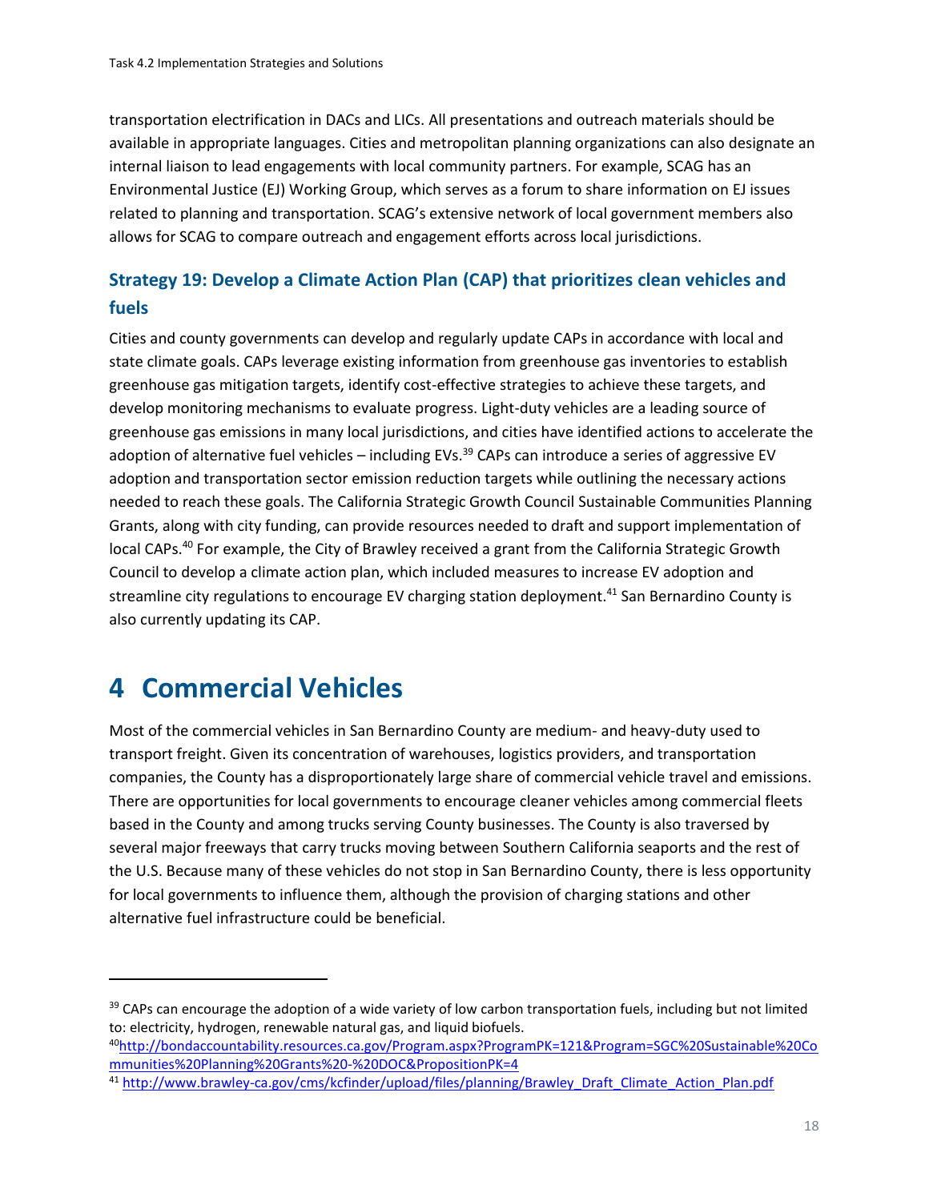transportation electrification in DACs and LICs. All presentations and outreach materials should be available in appropriate languages. Cities and metropolitan planning organizations can also designate an internal liaison to lead engagements with local community partners. For example, SCAG has an Environmental Justice (EJ) Working Group, which serves as a forum to share information on EJ issues related to planning and transportation. SCAG's extensive network of local government members also allows for SCAG to compare outreach and engagement efforts across local jurisdictions.

### Strategy 19: Develop a Climate Action Plan (CAP) that prioritizes clean vehicles and fuels

Cities and county governments can develop and regularly update CAPs in accordance with local and state climate goals. CAPs leverage existing information from greenhouse gas inventories to establish greenhouse gas mitigation targets, identify cost-effective strategies to achieve these targets, and develop monitoring mechanisms to evaluate progress. Light-duty vehicles are a leading source of greenhouse gas emissions in many local jurisdictions, and cities have identified actions to accelerate the adoption of alternative fuel vehicles – including EVs.[39] CAPs can introduce a series of aggressive EV adoption and transportation sector emission reduction targets while outlining the necessary actions needed to reach these goals. The California Strategic Growth Council Sustainable Communities Planning Grants, along with city funding, can provide resources needed to draft and support implementation of local CAPs.[40] For example, the City of Brawley received a grant from the California Strategic Growth Council to develop a climate action plan, which included measures to increase EV adoption and streamline city regulations to encourage EV charging station deployment.[41] San Bernardino County is also currently updating its CAP.

# 4 Commercial Vehicles

Most of the commercial vehicles in San Bernardino County are medium- and heavy-duty used to transport freight. Given its concentration of warehouses, logistics providers, and transportation companies, the County has a disproportionately large share of commercial vehicle travel and emissions. There are opportunities for local governments to encourage cleaner vehicles among commercial fleets based in the County and among trucks serving County businesses. The County is also traversed by several major freeways that carry trucks moving between Southern California seaports and the rest of the U.S. Because many of these vehicles do not stop in San Bernardino County, there is less opportunity for local governments to influence them, although the provision of charging stations and other alternative fuel infrastructure could be beneficial.

---

[39] CAPs can encourage the adoption of a wide variety of low carbon transportation fuels, including but not limited to: electricity, hydrogen, renewable natural gas, and liquid biofuels.

[40] http://bondaccountability.resources.ca.gov/Program.aspx?ProgramPK=121&Program=SGC%20Sustainable%20Communities%20Planning%20Grants%20-%20DOC&PropositionPK=4

[41] http://www.brawley-ca.gov/cms/kcfinder/upload/files/planning/Brawley_Draft_Climate_Action_Plan.pdf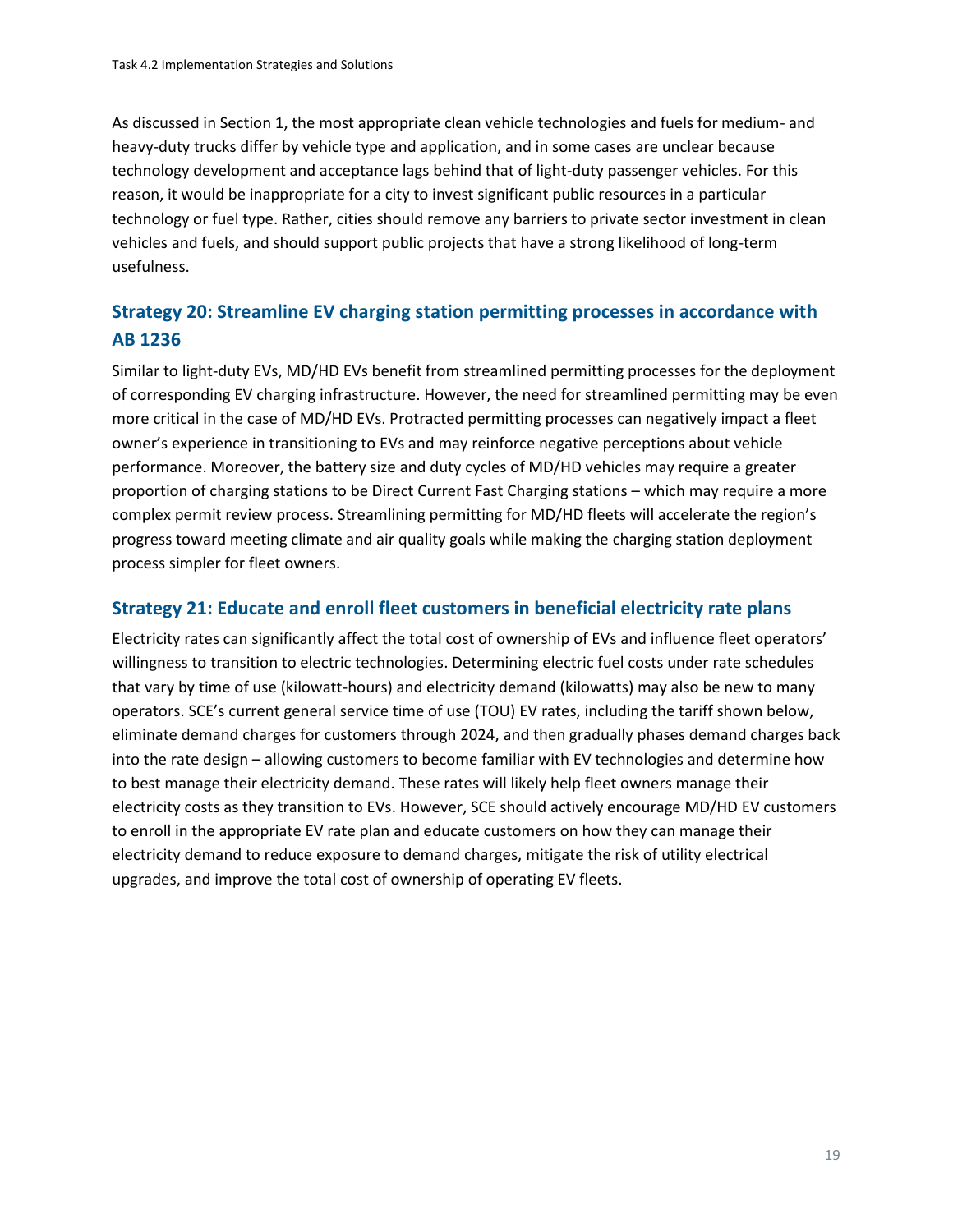As discussed in Section 1, the most appropriate clean vehicle technologies and fuels for medium- and heavy-duty trucks differ by vehicle type and application, and in some cases are unclear because technology development and acceptance lags behind that of light-duty passenger vehicles. For this reason, it would be inappropriate for a city to invest significant public resources in a particular technology or fuel type. Rather, cities should remove any barriers to private sector investment in clean vehicles and fuels, and should support public projects that have a strong likelihood of long-term usefulness.

### Strategy 20: Streamline EV charging station permitting processes in accordance with AB 1236

Similar to light-duty EVs, MD/HD EVs benefit from streamlined permitting processes for the deployment of corresponding EV charging infrastructure. However, the need for streamlined permitting may be even more critical in the case of MD/HD EVs. Protracted permitting processes can negatively impact a fleet owner's experience in transitioning to EVs and may reinforce negative perceptions about vehicle performance. Moreover, the battery size and duty cycles of MD/HD vehicles may require a greater proportion of charging stations to be Direct Current Fast Charging stations – which may require a more complex permit review process. Streamlining permitting for MD/HD fleets will accelerate the region's progress toward meeting climate and air quality goals while making the charging station deployment process simpler for fleet owners.

### Strategy 21: Educate and enroll fleet customers in beneficial electricity rate plans

Electricity rates can significantly affect the total cost of ownership of EVs and influence fleet operators' willingness to transition to electric technologies. Determining electric fuel costs under rate schedules that vary by time of use (kilowatt-hours) and electricity demand (kilowatts) may also be new to many operators. SCE's current general service time of use (TOU) EV rates, including the tariff shown below, eliminate demand charges for customers through 2024, and then gradually phases demand charges back into the rate design – allowing customers to become familiar with EV technologies and determine how to best manage their electricity demand. These rates will likely help fleet owners manage their electricity costs as they transition to EVs. However, SCE should actively encourage MD/HD EV customers to enroll in the appropriate EV rate plan and educate customers on how they can manage their electricity demand to reduce exposure to demand charges, mitigate the risk of utility electrical upgrades, and improve the total cost of ownership of operating EV fleets.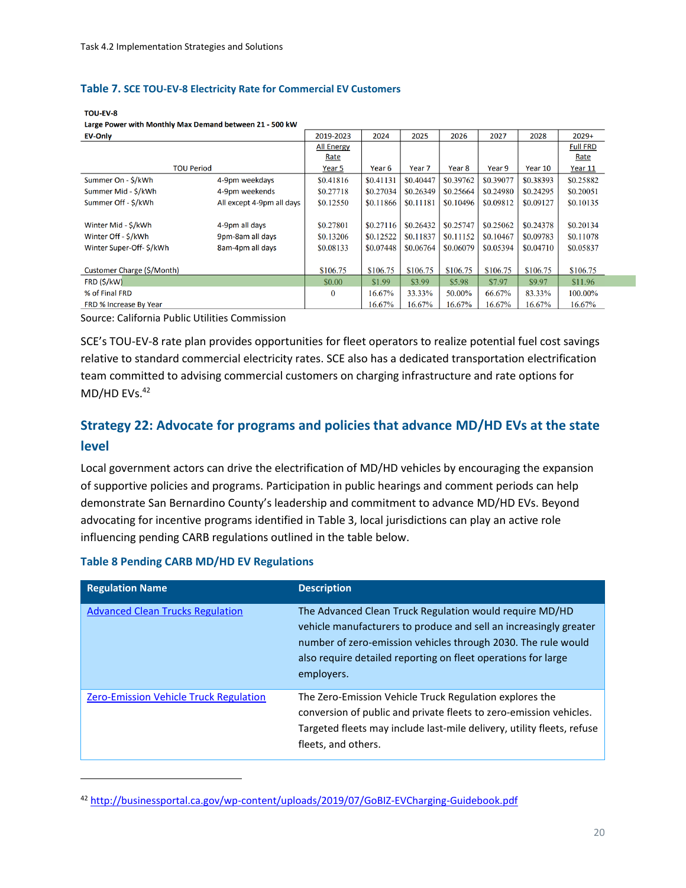### Table 7. SCE TOU-EV-8 Electricity Rate for Commercial EV Customers

**TOU-EV-8**
**Large Power with Monthly Max Demand between 21 - 500 kW**

| EV-Only | | 2019-2023 | 2024 | 2025 | 2026 | 2027 | 2028 | 2029+ |
|---|---|---|---|---|---|---|---|---|
| TOU Period | | All Energy Rate<br>Year 5 | Year 6 | Year 7 | Year 8 | Year 9 | Year 10 | Full FRD Rate<br>Year 11 |
| Summer On - $/kWh | 4-9pm weekdays | $0.41816 | $0.41131 | $0.40447 | $0.39762 | $0.39077 | $0.38393 | $0.25882 |
| Summer Mid - $/kWh | 4-9pm weekends | $0.27718 | $0.27034 | $0.26349 | $0.25664 | $0.24980 | $0.24295 | $0.20051 |
| Summer Off - $/kWh | All except 4-9pm all days | $0.12550 | $0.11866 | $0.11181 | $0.10496 | $0.09812 | $0.09127 | $0.10135 |
| Winter Mid - $/kWh | 4-9pm all days | $0.27801 | $0.27116 | $0.26432 | $0.25747 | $0.25062 | $0.24378 | $0.20134 |
| Winter Off - $/kWh | 9pm-8am all days | $0.13206 | $0.12522 | $0.11837 | $0.11152 | $0.10467 | $0.09783 | $0.11078 |
| Winter Super-Off- $/kWh | 8am-4pm all days | $0.08133 | $0.07448 | $0.06764 | $0.06079 | $0.05394 | $0.04710 | $0.05837 |
| Customer Charge ($/Month) | | $106.75 | $106.75 | $106.75 | $106.75 | $106.75 | $106.75 | $106.75 |
| FRD ($/kW) | | $0.00 | $1.99 | $3.99 | $5.98 | $7.97 | $9.97 | $11.96 |
| % of Final FRD | | 0 | 16.67% | 33.33% | 50.00% | 66.67% | 83.33% | 100.00% |
| FRD % Increase By Year | | | 16.67% | 16.67% | 16.67% | 16.67% | 16.67% | 16.67% |

Source: California Public Utilities Commission

SCE's TOU-EV-8 rate plan provides opportunities for fleet operators to realize potential fuel cost savings relative to standard commercial electricity rates. SCE also has a dedicated transportation electrification team committed to advising commercial customers on charging infrastructure and rate options for MD/HD EVs.[42]

## Strategy 22: Advocate for programs and policies that advance MD/HD EVs at the state level

Local government actors can drive the electrification of MD/HD vehicles by encouraging the expansion of supportive policies and programs. Participation in public hearings and comment periods can help demonstrate San Bernardino County's leadership and commitment to advance MD/HD EVs. Beyond advocating for incentive programs identified in Table 3, local jurisdictions can play an active role influencing pending CARB regulations outlined in the table below.

### Table 8 Pending CARB MD/HD EV Regulations

| Regulation Name | Description |
|---|---|
| Advanced Clean Trucks Regulation | The Advanced Clean Truck Regulation would require MD/HD vehicle manufacturers to produce and sell an increasingly greater number of zero-emission vehicles through 2030. The rule would also require detailed reporting on fleet operations for large employers. |
| Zero-Emission Vehicle Truck Regulation | The Zero-Emission Vehicle Truck Regulation explores the conversion of public and private fleets to zero-emission vehicles. Targeted fleets may include last-mile delivery, utility fleets, refuse fleets, and others. |

[42] http://businessportal.ca.gov/wp-content/uploads/2019/07/GoBIZ-EVCharging-Guidebook.pdf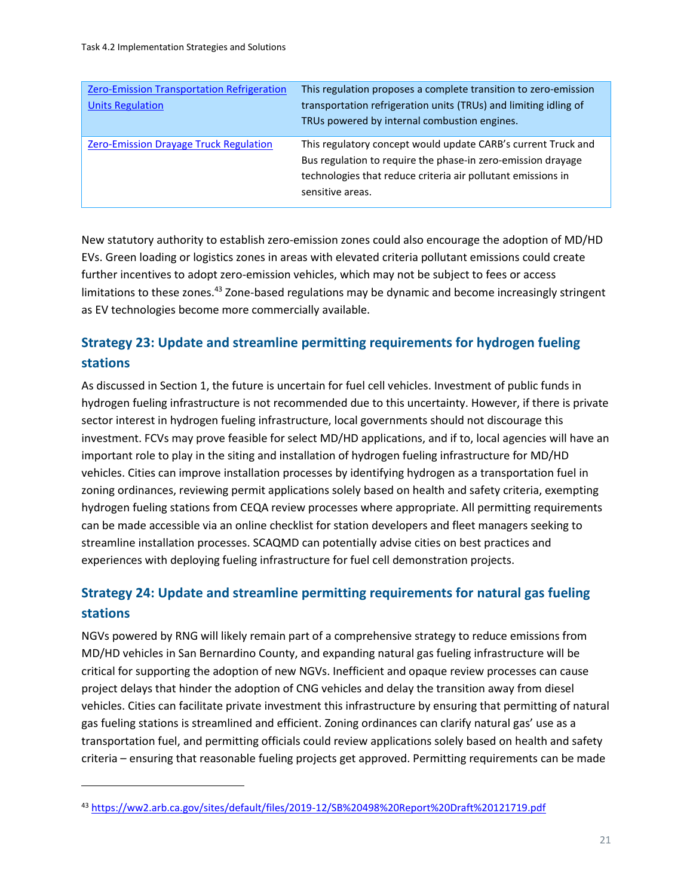| Zero-Emission Transportation Refrigeration Units Regulation | This regulation proposes a complete transition to zero-emission transportation refrigeration units (TRUs) and limiting idling of TRUs powered by internal combustion engines. |
|---|---|
| Zero-Emission Drayage Truck Regulation | This regulatory concept would update CARB's current Truck and Bus regulation to require the phase-in zero-emission drayage technologies that reduce criteria air pollutant emissions in sensitive areas. |

New statutory authority to establish zero-emission zones could also encourage the adoption of MD/HD EVs. Green loading or logistics zones in areas with elevated criteria pollutant emissions could create further incentives to adopt zero-emission vehicles, which may not be subject to fees or access limitations to these zones.[43] Zone-based regulations may be dynamic and become increasingly stringent as EV technologies become more commercially available.

## Strategy 23: Update and streamline permitting requirements for hydrogen fueling stations

As discussed in Section 1, the future is uncertain for fuel cell vehicles. Investment of public funds in hydrogen fueling infrastructure is not recommended due to this uncertainty. However, if there is private sector interest in hydrogen fueling infrastructure, local governments should not discourage this investment. FCVs may prove feasible for select MD/HD applications, and if to, local agencies will have an important role to play in the siting and installation of hydrogen fueling infrastructure for MD/HD vehicles. Cities can improve installation processes by identifying hydrogen as a transportation fuel in zoning ordinances, reviewing permit applications solely based on health and safety criteria, exempting hydrogen fueling stations from CEQA review processes where appropriate. All permitting requirements can be made accessible via an online checklist for station developers and fleet managers seeking to streamline installation processes. SCAQMD can potentially advise cities on best practices and experiences with deploying fueling infrastructure for fuel cell demonstration projects.

## Strategy 24: Update and streamline permitting requirements for natural gas fueling stations

NGVs powered by RNG will likely remain part of a comprehensive strategy to reduce emissions from MD/HD vehicles in San Bernardino County, and expanding natural gas fueling infrastructure will be critical for supporting the adoption of new NGVs. Inefficient and opaque review processes can cause project delays that hinder the adoption of CNG vehicles and delay the transition away from diesel vehicles. Cities can facilitate private investment this infrastructure by ensuring that permitting of natural gas fueling stations is streamlined and efficient. Zoning ordinances can clarify natural gas' use as a transportation fuel, and permitting officials could review applications solely based on health and safety criteria – ensuring that reasonable fueling projects get approved. Permitting requirements can be made

[43] https://ww2.arb.ca.gov/sites/default/files/2019-12/SB%20498%20Report%20Draft%20121719.pdf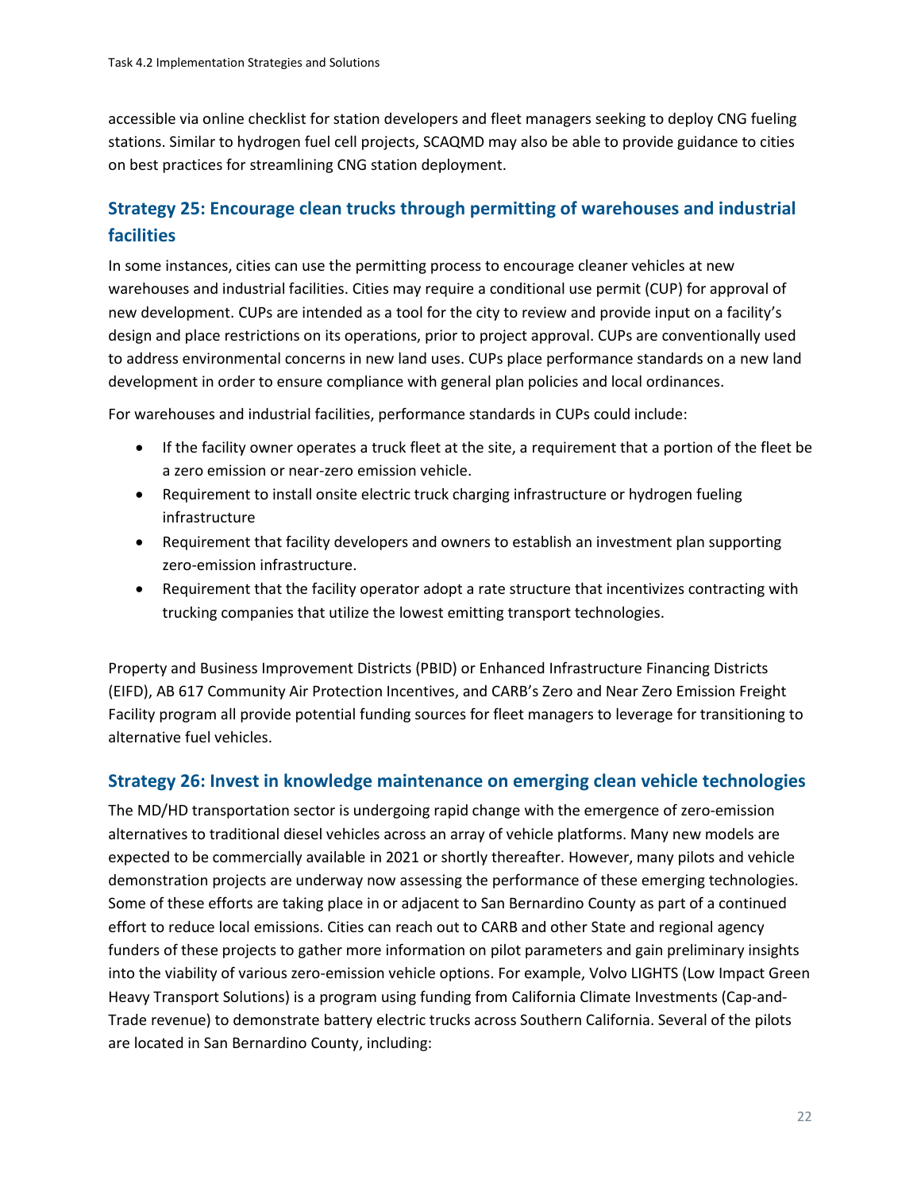accessible via online checklist for station developers and fleet managers seeking to deploy CNG fueling stations. Similar to hydrogen fuel cell projects, SCAQMD may also be able to provide guidance to cities on best practices for streamlining CNG station deployment.

## Strategy 25: Encourage clean trucks through permitting of warehouses and industrial facilities

In some instances, cities can use the permitting process to encourage cleaner vehicles at new warehouses and industrial facilities. Cities may require a conditional use permit (CUP) for approval of new development. CUPs are intended as a tool for the city to review and provide input on a facility's design and place restrictions on its operations, prior to project approval. CUPs are conventionally used to address environmental concerns in new land uses. CUPs place performance standards on a new land development in order to ensure compliance with general plan policies and local ordinances.

For warehouses and industrial facilities, performance standards in CUPs could include:

- If the facility owner operates a truck fleet at the site, a requirement that a portion of the fleet be a zero emission or near-zero emission vehicle.
- Requirement to install onsite electric truck charging infrastructure or hydrogen fueling infrastructure
- Requirement that facility developers and owners to establish an investment plan supporting zero-emission infrastructure.
- Requirement that the facility operator adopt a rate structure that incentivizes contracting with trucking companies that utilize the lowest emitting transport technologies.

Property and Business Improvement Districts (PBID) or Enhanced Infrastructure Financing Districts (EIFD), AB 617 Community Air Protection Incentives, and CARB's Zero and Near Zero Emission Freight Facility program all provide potential funding sources for fleet managers to leverage for transitioning to alternative fuel vehicles.

## Strategy 26: Invest in knowledge maintenance on emerging clean vehicle technologies

The MD/HD transportation sector is undergoing rapid change with the emergence of zero-emission alternatives to traditional diesel vehicles across an array of vehicle platforms. Many new models are expected to be commercially available in 2021 or shortly thereafter. However, many pilots and vehicle demonstration projects are underway now assessing the performance of these emerging technologies. Some of these efforts are taking place in or adjacent to San Bernardino County as part of a continued effort to reduce local emissions. Cities can reach out to CARB and other State and regional agency funders of these projects to gather more information on pilot parameters and gain preliminary insights into the viability of various zero-emission vehicle options. For example, Volvo LIGHTS (Low Impact Green Heavy Transport Solutions) is a program using funding from California Climate Investments (Cap-and-Trade revenue) to demonstrate battery electric trucks across Southern California. Several of the pilots are located in San Bernardino County, including: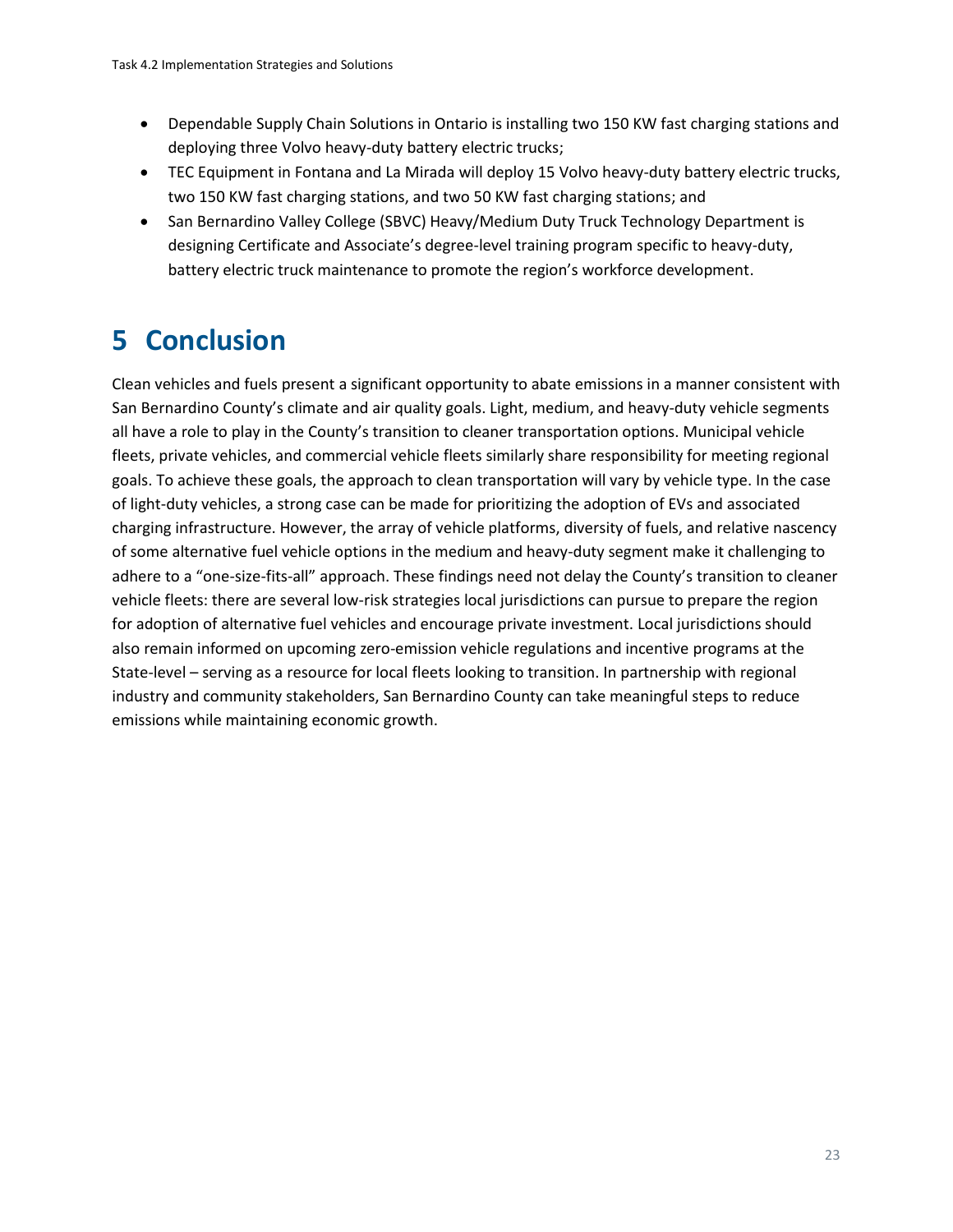- Dependable Supply Chain Solutions in Ontario is installing two 150 KW fast charging stations and deploying three Volvo heavy-duty battery electric trucks;
- TEC Equipment in Fontana and La Mirada will deploy 15 Volvo heavy-duty battery electric trucks, two 150 KW fast charging stations, and two 50 KW fast charging stations; and
- San Bernardino Valley College (SBVC) Heavy/Medium Duty Truck Technology Department is designing Certificate and Associate's degree-level training program specific to heavy-duty, battery electric truck maintenance to promote the region's workforce development.

# 5 Conclusion

Clean vehicles and fuels present a significant opportunity to abate emissions in a manner consistent with San Bernardino County's climate and air quality goals. Light, medium, and heavy-duty vehicle segments all have a role to play in the County's transition to cleaner transportation options. Municipal vehicle fleets, private vehicles, and commercial vehicle fleets similarly share responsibility for meeting regional goals. To achieve these goals, the approach to clean transportation will vary by vehicle type. In the case of light-duty vehicles, a strong case can be made for prioritizing the adoption of EVs and associated charging infrastructure. However, the array of vehicle platforms, diversity of fuels, and relative nascency of some alternative fuel vehicle options in the medium and heavy-duty segment make it challenging to adhere to a "one-size-fits-all" approach. These findings need not delay the County's transition to cleaner vehicle fleets: there are several low-risk strategies local jurisdictions can pursue to prepare the region for adoption of alternative fuel vehicles and encourage private investment. Local jurisdictions should also remain informed on upcoming zero-emission vehicle regulations and incentive programs at the State-level – serving as a resource for local fleets looking to transition. In partnership with regional industry and community stakeholders, San Bernardino County can take meaningful steps to reduce emissions while maintaining economic growth.